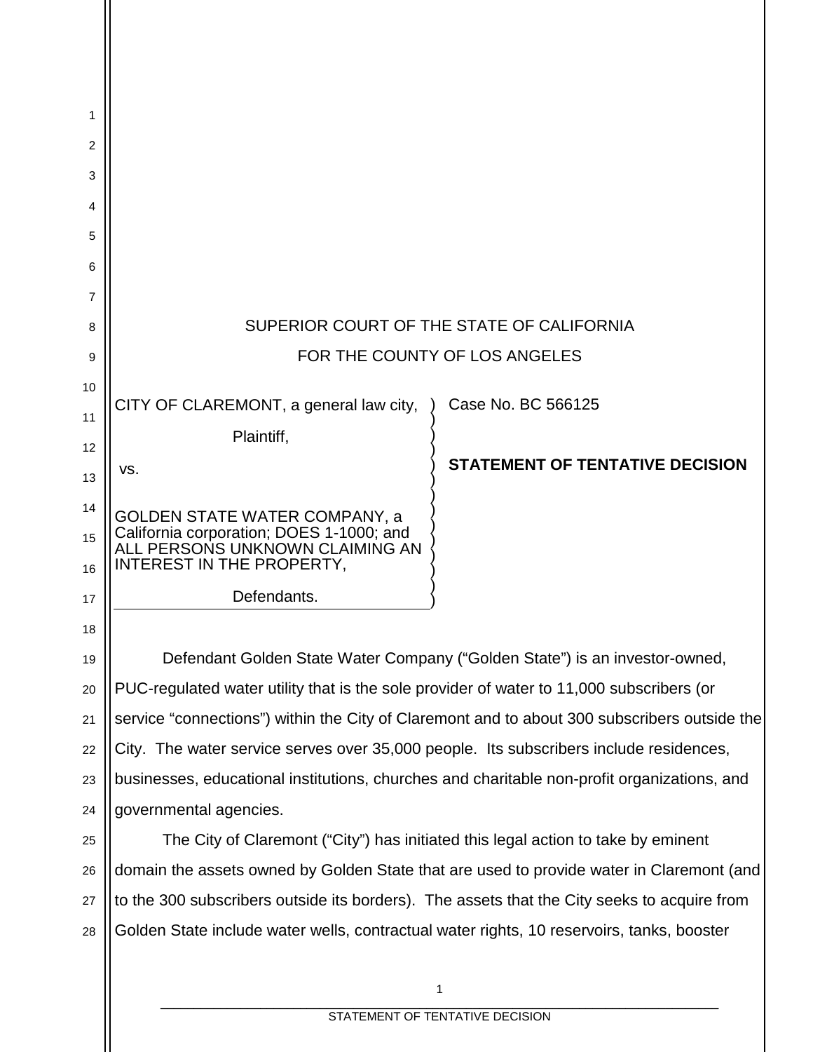SUPERIOR COURT OF THE STATE OF CALIFORNIA

FOR THE COUNTY OF LOS ANGELES

| | |
|---|---|
| CITY OF CLAREMONT, a general law city,<br><br>Plaintiff,<br><br>vs.<br><br>GOLDEN STATE WATER COMPANY, a California corporation; DOES 1-1000; and ALL PERSONS UNKNOWN CLAIMING AN INTEREST IN THE PROPERTY,<br><br>Defendants. | Case No. BC 566125<br><br>**STATEMENT OF TENTATIVE DECISION** |

Defendant Golden State Water Company ("Golden State") is an investor-owned, PUC-regulated water utility that is the sole provider of water to 11,000 subscribers (or service "connections") within the City of Claremont and to about 300 subscribers outside the City. The water service serves over 35,000 people. Its subscribers include residences, businesses, educational institutions, churches and charitable non-profit organizations, and governmental agencies.

The City of Claremont ("City") has initiated this legal action to take by eminent domain the assets owned by Golden State that are used to provide water in Claremont (and to the 300 subscribers outside its borders). The assets that the City seeks to acquire from Golden State include water wells, contractual water rights, 10 reservoirs, tanks, booster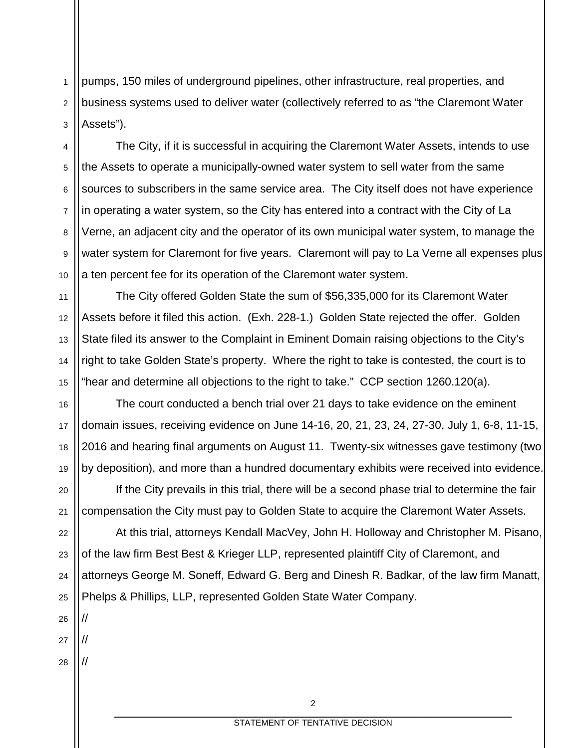pumps, 150 miles of underground pipelines, other infrastructure, real properties, and business systems used to deliver water (collectively referred to as "the Claremont Water Assets").

The City, if it is successful in acquiring the Claremont Water Assets, intends to use the Assets to operate a municipally-owned water system to sell water from the same sources to subscribers in the same service area. The City itself does not have experience in operating a water system, so the City has entered into a contract with the City of La Verne, an adjacent city and the operator of its own municipal water system, to manage the water system for Claremont for five years. Claremont will pay to La Verne all expenses plus a ten percent fee for its operation of the Claremont water system.

The City offered Golden State the sum of $56,335,000 for its Claremont Water Assets before it filed this action. (Exh. 228-1.) Golden State rejected the offer. Golden State filed its answer to the Complaint in Eminent Domain raising objections to the City's right to take Golden State's property. Where the right to take is contested, the court is to "hear and determine all objections to the right to take." CCP section 1260.120(a).

The court conducted a bench trial over 21 days to take evidence on the eminent domain issues, receiving evidence on June 14-16, 20, 21, 23, 24, 27-30, July 1, 6-8, 11-15, 2016 and hearing final arguments on August 11. Twenty-six witnesses gave testimony (two by deposition), and more than a hundred documentary exhibits were received into evidence.

If the City prevails in this trial, there will be a second phase trial to determine the fair compensation the City must pay to Golden State to acquire the Claremont Water Assets.

At this trial, attorneys Kendall MacVey, John H. Holloway and Christopher M. Pisano, of the law firm Best Best & Krieger LLP, represented plaintiff City of Claremont, and attorneys George M. Soneff, Edward G. Berg and Dinesh R. Badkar, of the law firm Manatt, Phelps & Phillips, LLP, represented Golden State Water Company.

//

//

//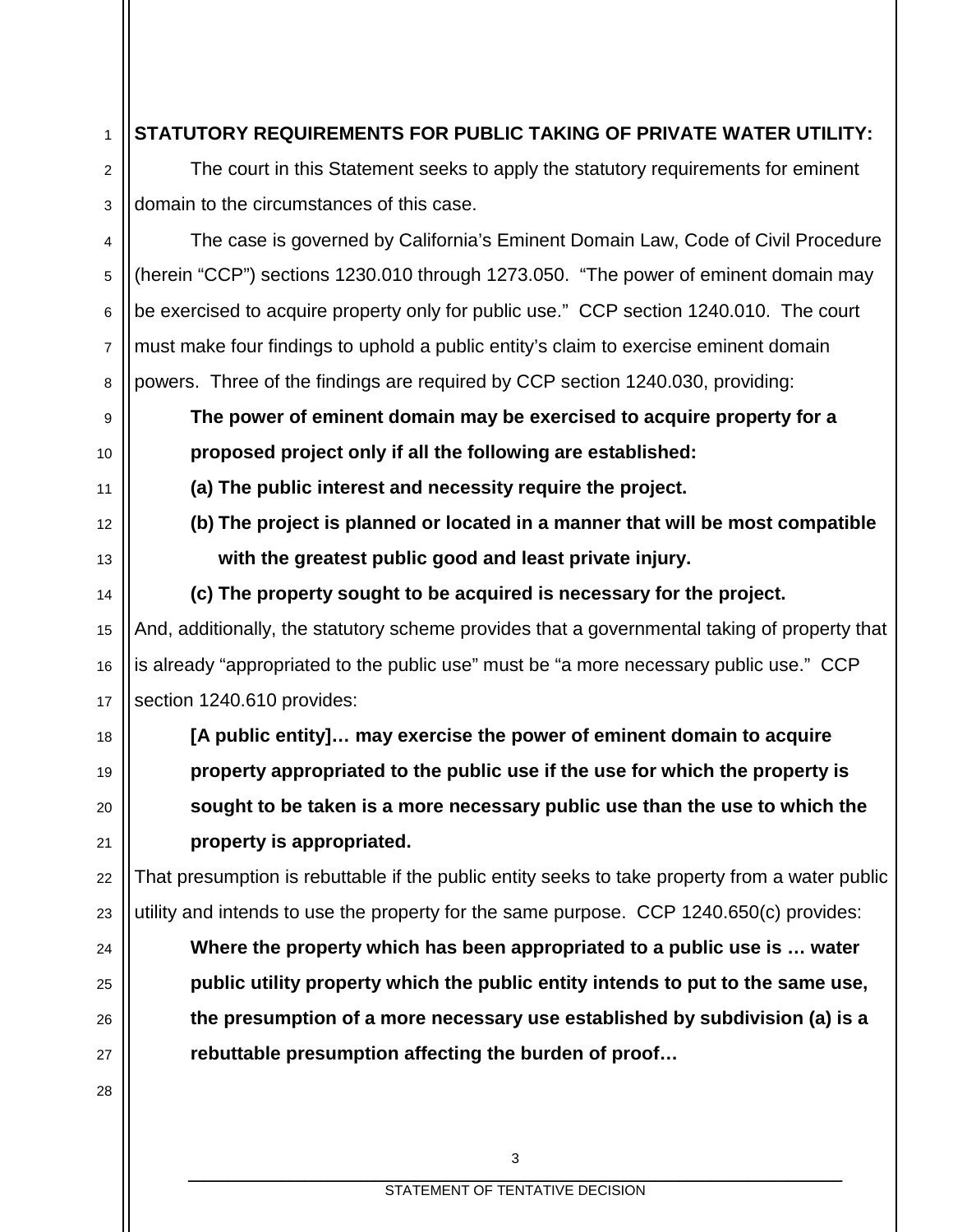**STATUTORY REQUIREMENTS FOR PUBLIC TAKING OF PRIVATE WATER UTILITY:**

The court in this Statement seeks to apply the statutory requirements for eminent domain to the circumstances of this case.

The case is governed by California's Eminent Domain Law, Code of Civil Procedure (herein "CCP") sections 1230.010 through 1273.050. "The power of eminent domain may be exercised to acquire property only for public use." CCP section 1240.010. The court must make four findings to uphold a public entity's claim to exercise eminent domain powers. Three of the findings are required by CCP section 1240.030, providing:

> **The power of eminent domain may be exercised to acquire property for a proposed project only if all the following are established:**
>
> **(a) The public interest and necessity require the project.**
>
> **(b) The project is planned or located in a manner that will be most compatible with the greatest public good and least private injury.**
>
> **(c) The property sought to be acquired is necessary for the project.**

And, additionally, the statutory scheme provides that a governmental taking of property that is already "appropriated to the public use" must be "a more necessary public use." CCP section 1240.610 provides:

> **[A public entity]… may exercise the power of eminent domain to acquire property appropriated to the public use if the use for which the property is sought to be taken is a more necessary public use than the use to which the property is appropriated.**

That presumption is rebuttable if the public entity seeks to take property from a water public utility and intends to use the property for the same purpose. CCP 1240.650(c) provides:

> **Where the property which has been appropriated to a public use is … water public utility property which the public entity intends to put to the same use, the presumption of a more necessary use established by subdivision (a) is a rebuttable presumption affecting the burden of proof…**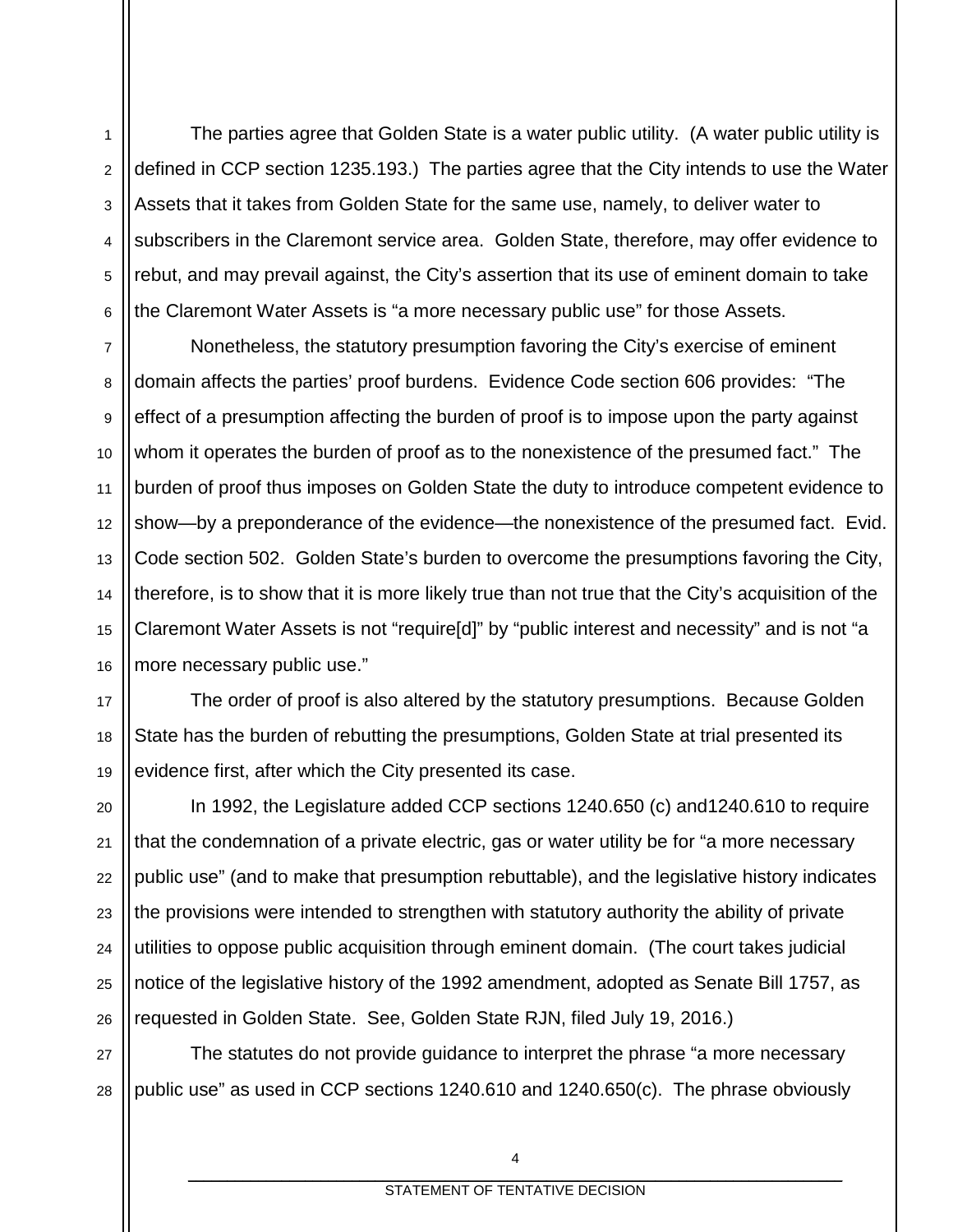The parties agree that Golden State is a water public utility. (A water public utility is defined in CCP section 1235.193.) The parties agree that the City intends to use the Water Assets that it takes from Golden State for the same use, namely, to deliver water to subscribers in the Claremont service area. Golden State, therefore, may offer evidence to rebut, and may prevail against, the City's assertion that its use of eminent domain to take the Claremont Water Assets is "a more necessary public use" for those Assets.

Nonetheless, the statutory presumption favoring the City's exercise of eminent domain affects the parties' proof burdens. Evidence Code section 606 provides: "The effect of a presumption affecting the burden of proof is to impose upon the party against whom it operates the burden of proof as to the nonexistence of the presumed fact." The burden of proof thus imposes on Golden State the duty to introduce competent evidence to show—by a preponderance of the evidence—the nonexistence of the presumed fact. Evid. Code section 502. Golden State's burden to overcome the presumptions favoring the City, therefore, is to show that it is more likely true than not true that the City's acquisition of the Claremont Water Assets is not "require[d]" by "public interest and necessity" and is not "a more necessary public use."

The order of proof is also altered by the statutory presumptions. Because Golden State has the burden of rebutting the presumptions, Golden State at trial presented its evidence first, after which the City presented its case.

In 1992, the Legislature added CCP sections 1240.650 (c) and1240.610 to require that the condemnation of a private electric, gas or water utility be for "a more necessary public use" (and to make that presumption rebuttable), and the legislative history indicates the provisions were intended to strengthen with statutory authority the ability of private utilities to oppose public acquisition through eminent domain. (The court takes judicial notice of the legislative history of the 1992 amendment, adopted as Senate Bill 1757, as requested in Golden State. See, Golden State RJN, filed July 19, 2016.)

The statutes do not provide guidance to interpret the phrase "a more necessary public use" as used in CCP sections 1240.610 and 1240.650(c). The phrase obviously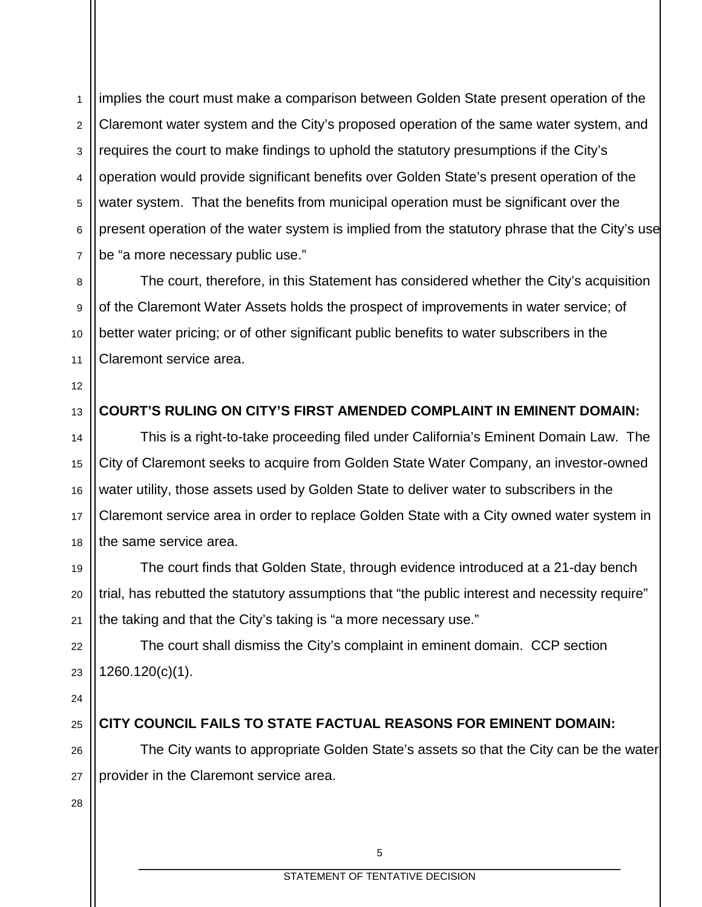implies the court must make a comparison between Golden State present operation of the Claremont water system and the City's proposed operation of the same water system, and requires the court to make findings to uphold the statutory presumptions if the City's operation would provide significant benefits over Golden State's present operation of the water system. That the benefits from municipal operation must be significant over the present operation of the water system is implied from the statutory phrase that the City's use be "a more necessary public use."

The court, therefore, in this Statement has considered whether the City's acquisition of the Claremont Water Assets holds the prospect of improvements in water service; of better water pricing; or of other significant public benefits to water subscribers in the Claremont service area.

**COURT'S RULING ON CITY'S FIRST AMENDED COMPLAINT IN EMINENT DOMAIN:**

This is a right-to-take proceeding filed under California's Eminent Domain Law. The City of Claremont seeks to acquire from Golden State Water Company, an investor-owned water utility, those assets used by Golden State to deliver water to subscribers in the Claremont service area in order to replace Golden State with a City owned water system in the same service area.

The court finds that Golden State, through evidence introduced at a 21-day bench trial, has rebutted the statutory assumptions that "the public interest and necessity require" the taking and that the City's taking is "a more necessary use."

The court shall dismiss the City's complaint in eminent domain. CCP section 1260.120(c)(1).

**CITY COUNCIL FAILS TO STATE FACTUAL REASONS FOR EMINENT DOMAIN:**

The City wants to appropriate Golden State's assets so that the City can be the water provider in the Claremont service area.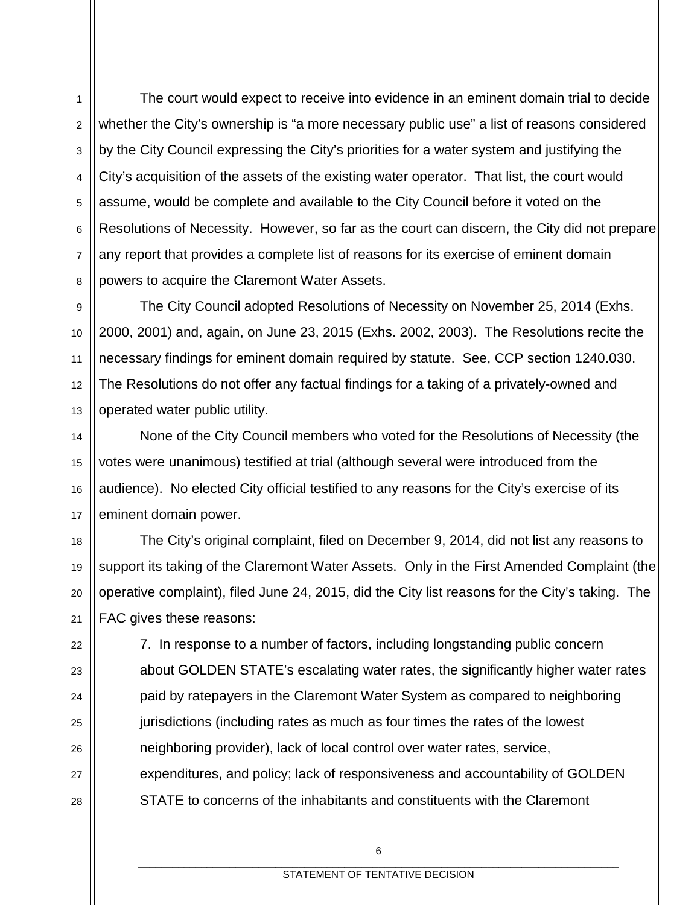The court would expect to receive into evidence in an eminent domain trial to decide whether the City's ownership is "a more necessary public use" a list of reasons considered by the City Council expressing the City's priorities for a water system and justifying the City's acquisition of the assets of the existing water operator. That list, the court would assume, would be complete and available to the City Council before it voted on the Resolutions of Necessity. However, so far as the court can discern, the City did not prepare any report that provides a complete list of reasons for its exercise of eminent domain powers to acquire the Claremont Water Assets.

The City Council adopted Resolutions of Necessity on November 25, 2014 (Exhs. 2000, 2001) and, again, on June 23, 2015 (Exhs. 2002, 2003). The Resolutions recite the necessary findings for eminent domain required by statute. See, CCP section 1240.030. The Resolutions do not offer any factual findings for a taking of a privately-owned and operated water public utility.

None of the City Council members who voted for the Resolutions of Necessity (the votes were unanimous) testified at trial (although several were introduced from the audience). No elected City official testified to any reasons for the City's exercise of its eminent domain power.

The City's original complaint, filed on December 9, 2014, did not list any reasons to support its taking of the Claremont Water Assets. Only in the First Amended Complaint (the operative complaint), filed June 24, 2015, did the City list reasons for the City's taking. The FAC gives these reasons:

> 7. In response to a number of factors, including longstanding public concern about GOLDEN STATE's escalating water rates, the significantly higher water rates paid by ratepayers in the Claremont Water System as compared to neighboring jurisdictions (including rates as much as four times the rates of the lowest neighboring provider), lack of local control over water rates, service, expenditures, and policy; lack of responsiveness and accountability of GOLDEN STATE to concerns of the inhabitants and constituents with the Claremont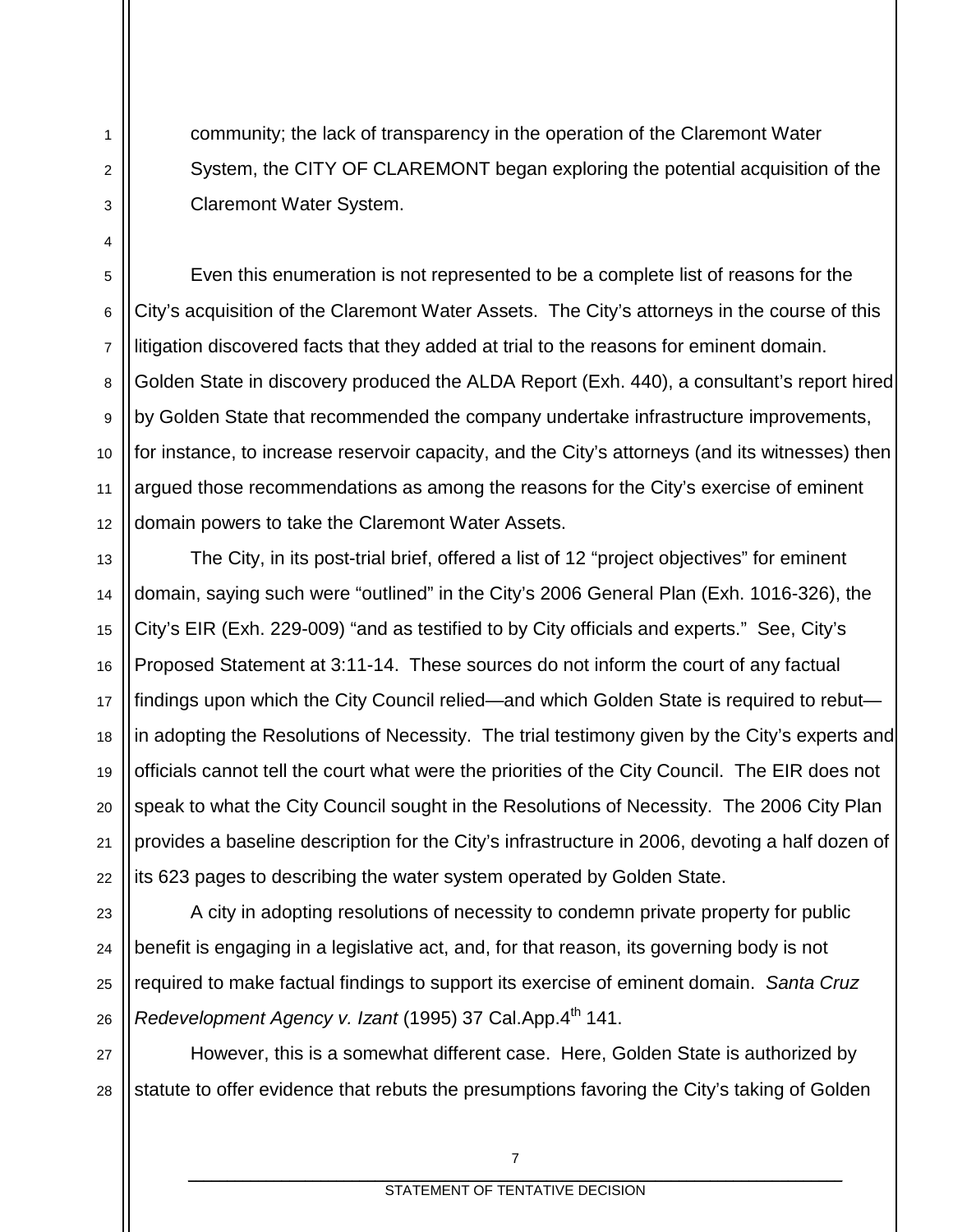community; the lack of transparency in the operation of the Claremont Water System, the CITY OF CLAREMONT began exploring the potential acquisition of the Claremont Water System.

Even this enumeration is not represented to be a complete list of reasons for the City's acquisition of the Claremont Water Assets. The City's attorneys in the course of this litigation discovered facts that they added at trial to the reasons for eminent domain. Golden State in discovery produced the ALDA Report (Exh. 440), a consultant's report hired by Golden State that recommended the company undertake infrastructure improvements, for instance, to increase reservoir capacity, and the City's attorneys (and its witnesses) then argued those recommendations as among the reasons for the City's exercise of eminent domain powers to take the Claremont Water Assets.

The City, in its post-trial brief, offered a list of 12 "project objectives" for eminent domain, saying such were "outlined" in the City's 2006 General Plan (Exh. 1016-326), the City's EIR (Exh. 229-009) "and as testified to by City officials and experts." See, City's Proposed Statement at 3:11-14. These sources do not inform the court of any factual findings upon which the City Council relied—and which Golden State is required to rebut—in adopting the Resolutions of Necessity. The trial testimony given by the City's experts and officials cannot tell the court what were the priorities of the City Council. The EIR does not speak to what the City Council sought in the Resolutions of Necessity. The 2006 City Plan provides a baseline description for the City's infrastructure in 2006, devoting a half dozen of its 623 pages to describing the water system operated by Golden State.

A city in adopting resolutions of necessity to condemn private property for public benefit is engaging in a legislative act, and, for that reason, its governing body is not required to make factual findings to support its exercise of eminent domain. *Santa Cruz Redevelopment Agency v. Izant* (1995) 37 Cal.App.4th 141.

However, this is a somewhat different case. Here, Golden State is authorized by statute to offer evidence that rebuts the presumptions favoring the City's taking of Golden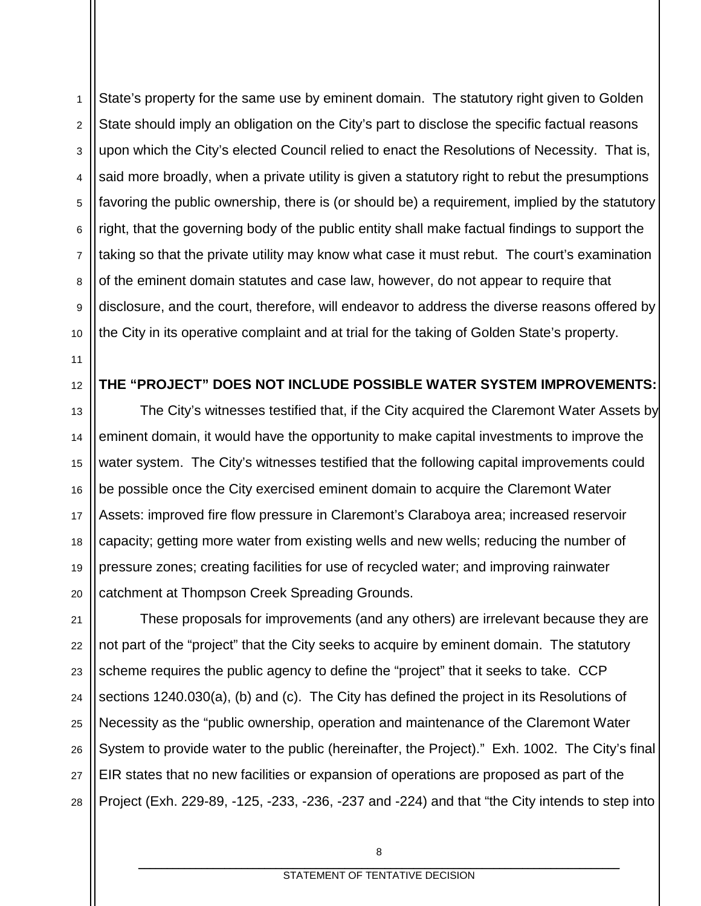State's property for the same use by eminent domain. The statutory right given to Golden State should imply an obligation on the City's part to disclose the specific factual reasons upon which the City's elected Council relied to enact the Resolutions of Necessity. That is, said more broadly, when a private utility is given a statutory right to rebut the presumptions favoring the public ownership, there is (or should be) a requirement, implied by the statutory right, that the governing body of the public entity shall make factual findings to support the taking so that the private utility may know what case it must rebut. The court's examination of the eminent domain statutes and case law, however, do not appear to require that disclosure, and the court, therefore, will endeavor to address the diverse reasons offered by the City in its operative complaint and at trial for the taking of Golden State's property.

**THE "PROJECT" DOES NOT INCLUDE POSSIBLE WATER SYSTEM IMPROVEMENTS:**

The City's witnesses testified that, if the City acquired the Claremont Water Assets by eminent domain, it would have the opportunity to make capital investments to improve the water system. The City's witnesses testified that the following capital improvements could be possible once the City exercised eminent domain to acquire the Claremont Water Assets: improved fire flow pressure in Claremont's Claraboya area; increased reservoir capacity; getting more water from existing wells and new wells; reducing the number of pressure zones; creating facilities for use of recycled water; and improving rainwater catchment at Thompson Creek Spreading Grounds.

These proposals for improvements (and any others) are irrelevant because they are not part of the "project" that the City seeks to acquire by eminent domain. The statutory scheme requires the public agency to define the "project" that it seeks to take. CCP sections 1240.030(a), (b) and (c). The City has defined the project in its Resolutions of Necessity as the "public ownership, operation and maintenance of the Claremont Water System to provide water to the public (hereinafter, the Project)." Exh. 1002. The City's final EIR states that no new facilities or expansion of operations are proposed as part of the Project (Exh. 229-89, -125, -233, -236, -237 and -224) and that "the City intends to step into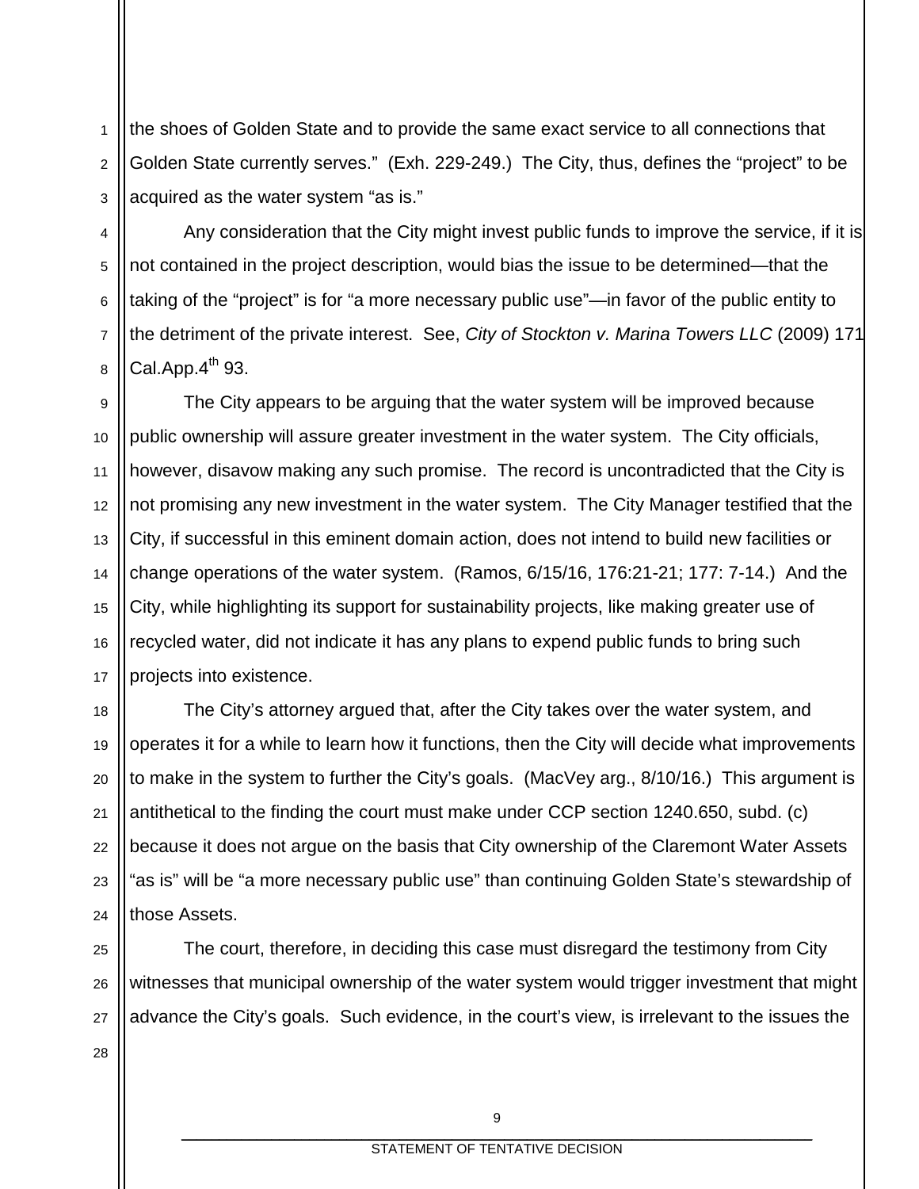the shoes of Golden State and to provide the same exact service to all connections that Golden State currently serves." (Exh. 229-249.) The City, thus, defines the "project" to be acquired as the water system "as is."

Any consideration that the City might invest public funds to improve the service, if it is not contained in the project description, would bias the issue to be determined—that the taking of the "project" is for "a more necessary public use"—in favor of the public entity to the detriment of the private interest. See, *City of Stockton v. Marina Towers LLC* (2009) 171 Cal.App.4th 93.

The City appears to be arguing that the water system will be improved because public ownership will assure greater investment in the water system. The City officials, however, disavow making any such promise. The record is uncontradicted that the City is not promising any new investment in the water system. The City Manager testified that the City, if successful in this eminent domain action, does not intend to build new facilities or change operations of the water system. (Ramos, 6/15/16, 176:21-21; 177: 7-14.) And the City, while highlighting its support for sustainability projects, like making greater use of recycled water, did not indicate it has any plans to expend public funds to bring such projects into existence.

The City's attorney argued that, after the City takes over the water system, and operates it for a while to learn how it functions, then the City will decide what improvements to make in the system to further the City's goals. (MacVey arg., 8/10/16.) This argument is antithetical to the finding the court must make under CCP section 1240.650, subd. (c) because it does not argue on the basis that City ownership of the Claremont Water Assets "as is" will be "a more necessary public use" than continuing Golden State's stewardship of those Assets.

The court, therefore, in deciding this case must disregard the testimony from City witnesses that municipal ownership of the water system would trigger investment that might advance the City's goals. Such evidence, in the court's view, is irrelevant to the issues the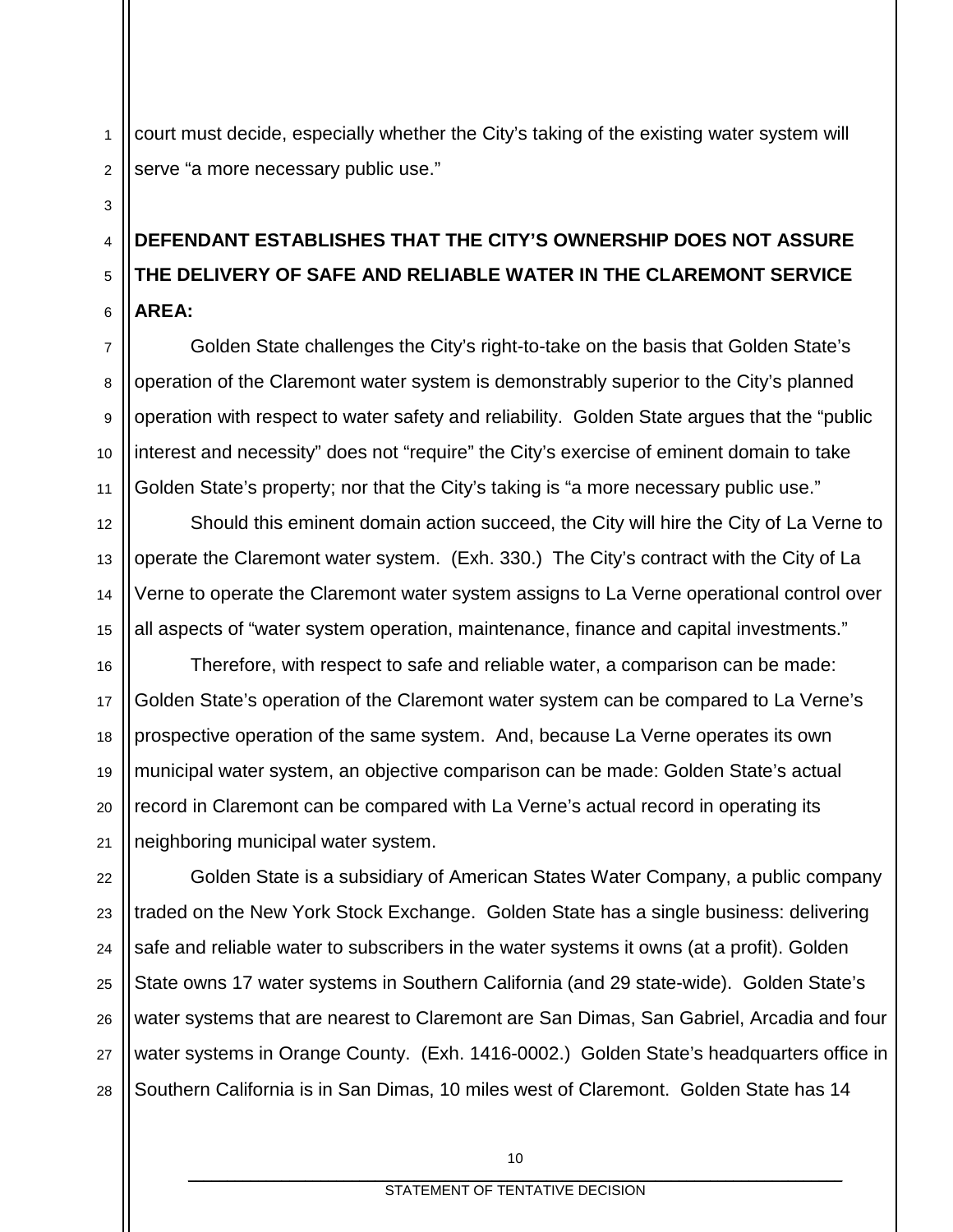court must decide, especially whether the City's taking of the existing water system will serve "a more necessary public use."

**DEFENDANT ESTABLISHES THAT THE CITY'S OWNERSHIP DOES NOT ASSURE THE DELIVERY OF SAFE AND RELIABLE WATER IN THE CLAREMONT SERVICE AREA:**

Golden State challenges the City's right-to-take on the basis that Golden State's operation of the Claremont water system is demonstrably superior to the City's planned operation with respect to water safety and reliability. Golden State argues that the "public interest and necessity" does not "require" the City's exercise of eminent domain to take Golden State's property; nor that the City's taking is "a more necessary public use."

Should this eminent domain action succeed, the City will hire the City of La Verne to operate the Claremont water system. (Exh. 330.) The City's contract with the City of La Verne to operate the Claremont water system assigns to La Verne operational control over all aspects of "water system operation, maintenance, finance and capital investments."

Therefore, with respect to safe and reliable water, a comparison can be made: Golden State's operation of the Claremont water system can be compared to La Verne's prospective operation of the same system. And, because La Verne operates its own municipal water system, an objective comparison can be made: Golden State's actual record in Claremont can be compared with La Verne's actual record in operating its neighboring municipal water system.

Golden State is a subsidiary of American States Water Company, a public company traded on the New York Stock Exchange. Golden State has a single business: delivering safe and reliable water to subscribers in the water systems it owns (at a profit). Golden State owns 17 water systems in Southern California (and 29 state-wide). Golden State's water systems that are nearest to Claremont are San Dimas, San Gabriel, Arcadia and four water systems in Orange County. (Exh. 1416-0002.) Golden State's headquarters office in Southern California is in San Dimas, 10 miles west of Claremont. Golden State has 14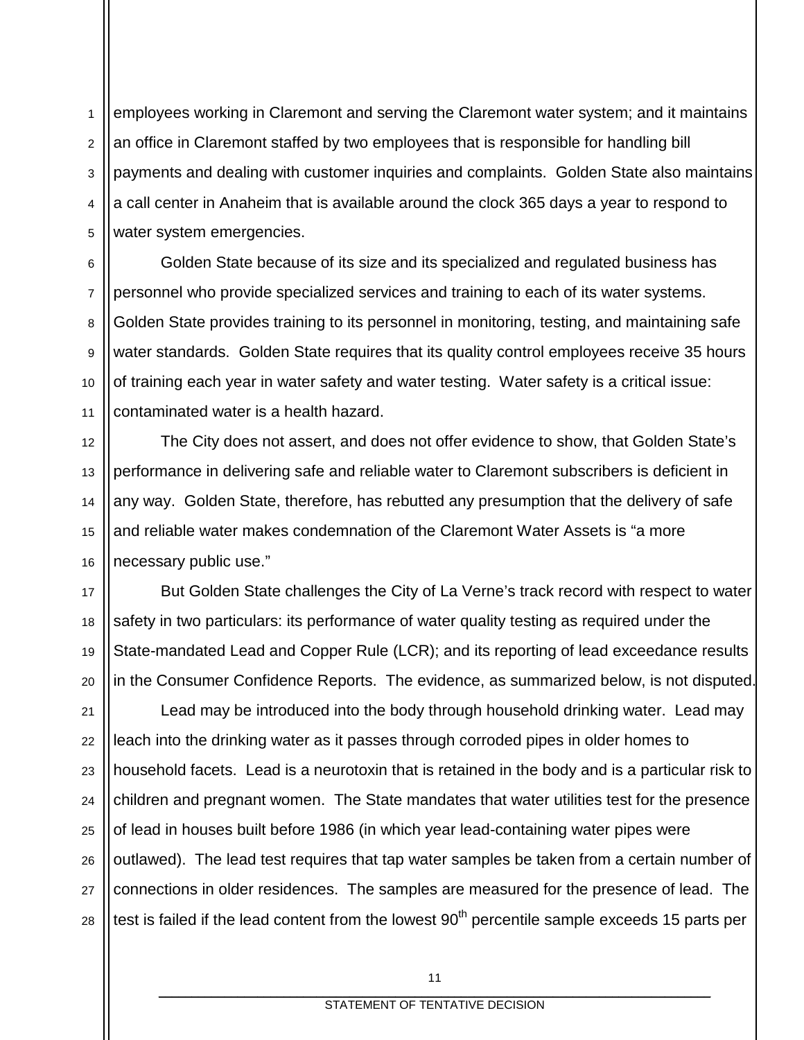employees working in Claremont and serving the Claremont water system; and it maintains an office in Claremont staffed by two employees that is responsible for handling bill payments and dealing with customer inquiries and complaints. Golden State also maintains a call center in Anaheim that is available around the clock 365 days a year to respond to water system emergencies.

Golden State because of its size and its specialized and regulated business has personnel who provide specialized services and training to each of its water systems. Golden State provides training to its personnel in monitoring, testing, and maintaining safe water standards. Golden State requires that its quality control employees receive 35 hours of training each year in water safety and water testing. Water safety is a critical issue: contaminated water is a health hazard.

The City does not assert, and does not offer evidence to show, that Golden State's performance in delivering safe and reliable water to Claremont subscribers is deficient in any way. Golden State, therefore, has rebutted any presumption that the delivery of safe and reliable water makes condemnation of the Claremont Water Assets is "a more necessary public use."

But Golden State challenges the City of La Verne's track record with respect to water safety in two particulars: its performance of water quality testing as required under the State-mandated Lead and Copper Rule (LCR); and its reporting of lead exceedance results in the Consumer Confidence Reports. The evidence, as summarized below, is not disputed.

Lead may be introduced into the body through household drinking water. Lead may leach into the drinking water as it passes through corroded pipes in older homes to household facets. Lead is a neurotoxin that is retained in the body and is a particular risk to children and pregnant women. The State mandates that water utilities test for the presence of lead in houses built before 1986 (in which year lead-containing water pipes were outlawed). The lead test requires that tap water samples be taken from a certain number of connections in older residences. The samples are measured for the presence of lead. The test is failed if the lead content from the lowest 90th percentile sample exceeds 15 parts per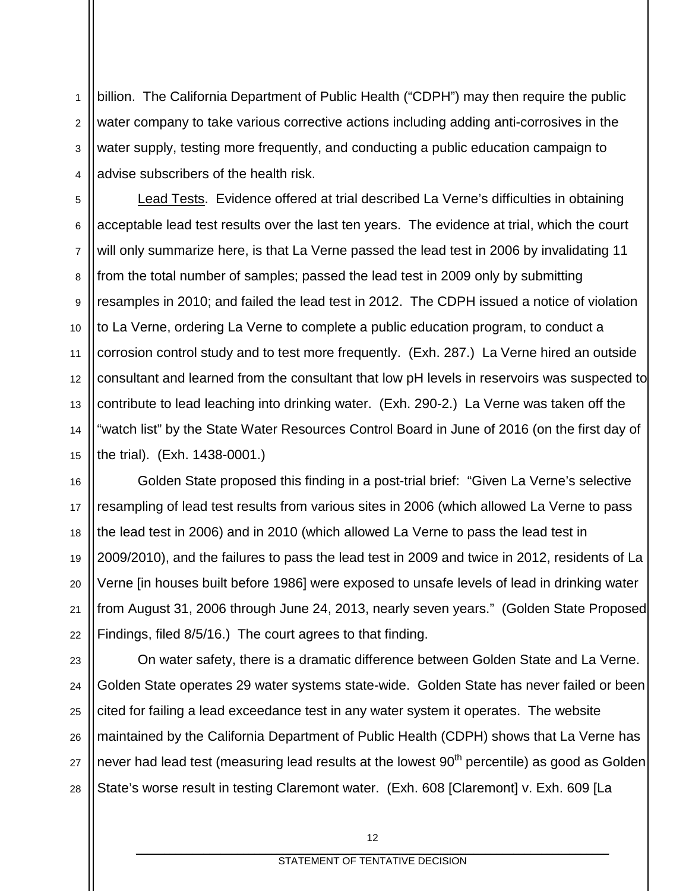billion. The California Department of Public Health ("CDPH") may then require the public water company to take various corrective actions including adding anti-corrosives in the water supply, testing more frequently, and conducting a public education campaign to advise subscribers of the health risk.

Lead Tests. Evidence offered at trial described La Verne's difficulties in obtaining acceptable lead test results over the last ten years. The evidence at trial, which the court will only summarize here, is that La Verne passed the lead test in 2006 by invalidating 11 from the total number of samples; passed the lead test in 2009 only by submitting resamples in 2010; and failed the lead test in 2012. The CDPH issued a notice of violation to La Verne, ordering La Verne to complete a public education program, to conduct a corrosion control study and to test more frequently. (Exh. 287.) La Verne hired an outside consultant and learned from the consultant that low pH levels in reservoirs was suspected to contribute to lead leaching into drinking water. (Exh. 290-2.) La Verne was taken off the "watch list" by the State Water Resources Control Board in June of 2016 (on the first day of the trial). (Exh. 1438-0001.)

Golden State proposed this finding in a post-trial brief: "Given La Verne's selective resampling of lead test results from various sites in 2006 (which allowed La Verne to pass the lead test in 2006) and in 2010 (which allowed La Verne to pass the lead test in 2009/2010), and the failures to pass the lead test in 2009 and twice in 2012, residents of La Verne [in houses built before 1986] were exposed to unsafe levels of lead in drinking water from August 31, 2006 through June 24, 2013, nearly seven years." (Golden State Proposed Findings, filed 8/5/16.) The court agrees to that finding.

On water safety, there is a dramatic difference between Golden State and La Verne. Golden State operates 29 water systems state-wide. Golden State has never failed or been cited for failing a lead exceedance test in any water system it operates. The website maintained by the California Department of Public Health (CDPH) shows that La Verne has never had lead test (measuring lead results at the lowest 90th percentile) as good as Golden State's worse result in testing Claremont water. (Exh. 608 [Claremont] v. Exh. 609 [La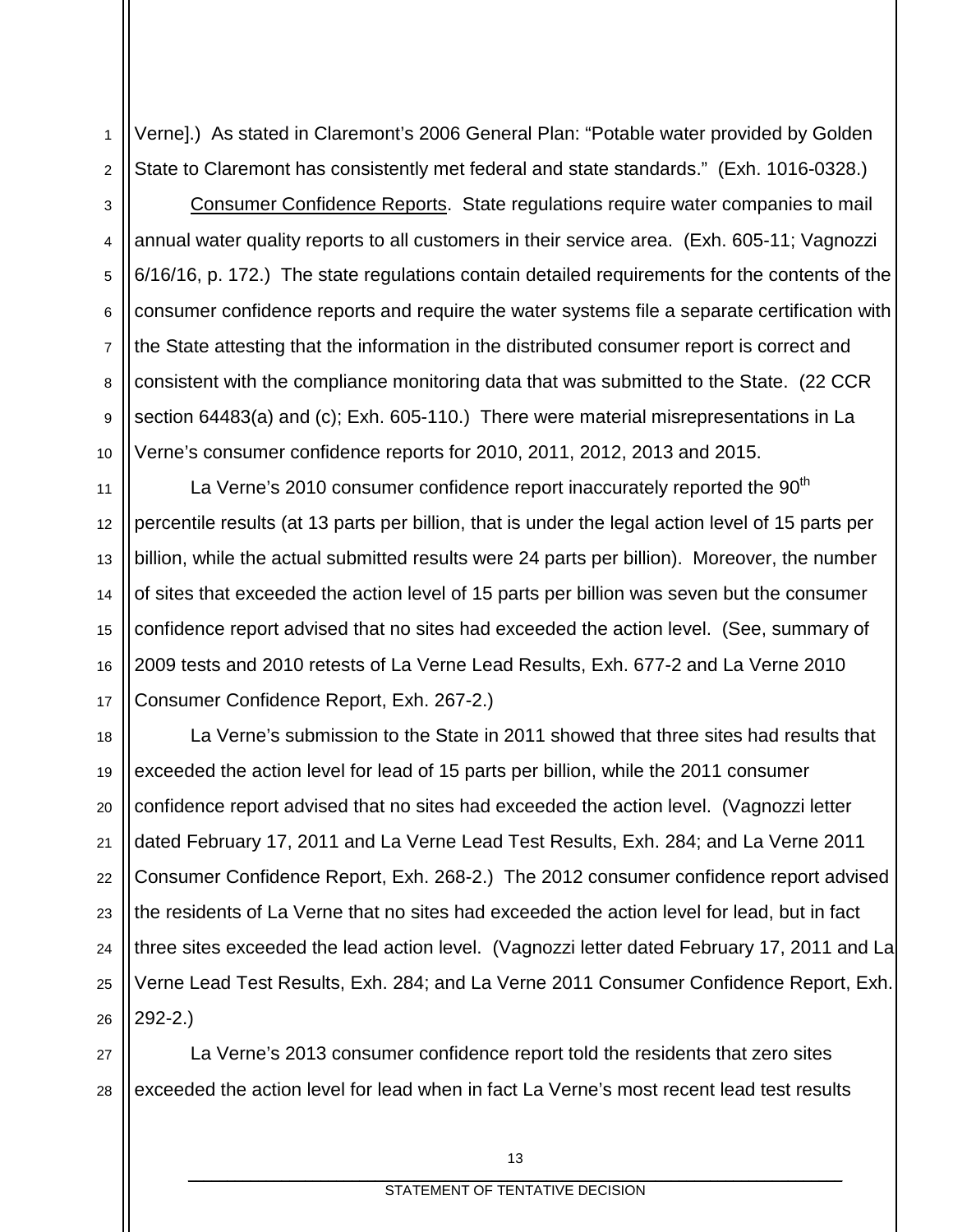Verne].) As stated in Claremont's 2006 General Plan: "Potable water provided by Golden State to Claremont has consistently met federal and state standards." (Exh. 1016-0328.)

Consumer Confidence Reports. State regulations require water companies to mail annual water quality reports to all customers in their service area. (Exh. 605-11; Vagnozzi 6/16/16, p. 172.) The state regulations contain detailed requirements for the contents of the consumer confidence reports and require the water systems file a separate certification with the State attesting that the information in the distributed consumer report is correct and consistent with the compliance monitoring data that was submitted to the State. (22 CCR section 64483(a) and (c); Exh. 605-110.) There were material misrepresentations in La Verne's consumer confidence reports for 2010, 2011, 2012, 2013 and 2015.

La Verne's 2010 consumer confidence report inaccurately reported the 90th percentile results (at 13 parts per billion, that is under the legal action level of 15 parts per billion, while the actual submitted results were 24 parts per billion). Moreover, the number of sites that exceeded the action level of 15 parts per billion was seven but the consumer confidence report advised that no sites had exceeded the action level. (See, summary of 2009 tests and 2010 retests of La Verne Lead Results, Exh. 677-2 and La Verne 2010 Consumer Confidence Report, Exh. 267-2.)

La Verne's submission to the State in 2011 showed that three sites had results that exceeded the action level for lead of 15 parts per billion, while the 2011 consumer confidence report advised that no sites had exceeded the action level. (Vagnozzi letter dated February 17, 2011 and La Verne Lead Test Results, Exh. 284; and La Verne 2011 Consumer Confidence Report, Exh. 268-2.) The 2012 consumer confidence report advised the residents of La Verne that no sites had exceeded the action level for lead, but in fact three sites exceeded the lead action level. (Vagnozzi letter dated February 17, 2011 and La Verne Lead Test Results, Exh. 284; and La Verne 2011 Consumer Confidence Report, Exh. 292-2.)

La Verne's 2013 consumer confidence report told the residents that zero sites exceeded the action level for lead when in fact La Verne's most recent lead test results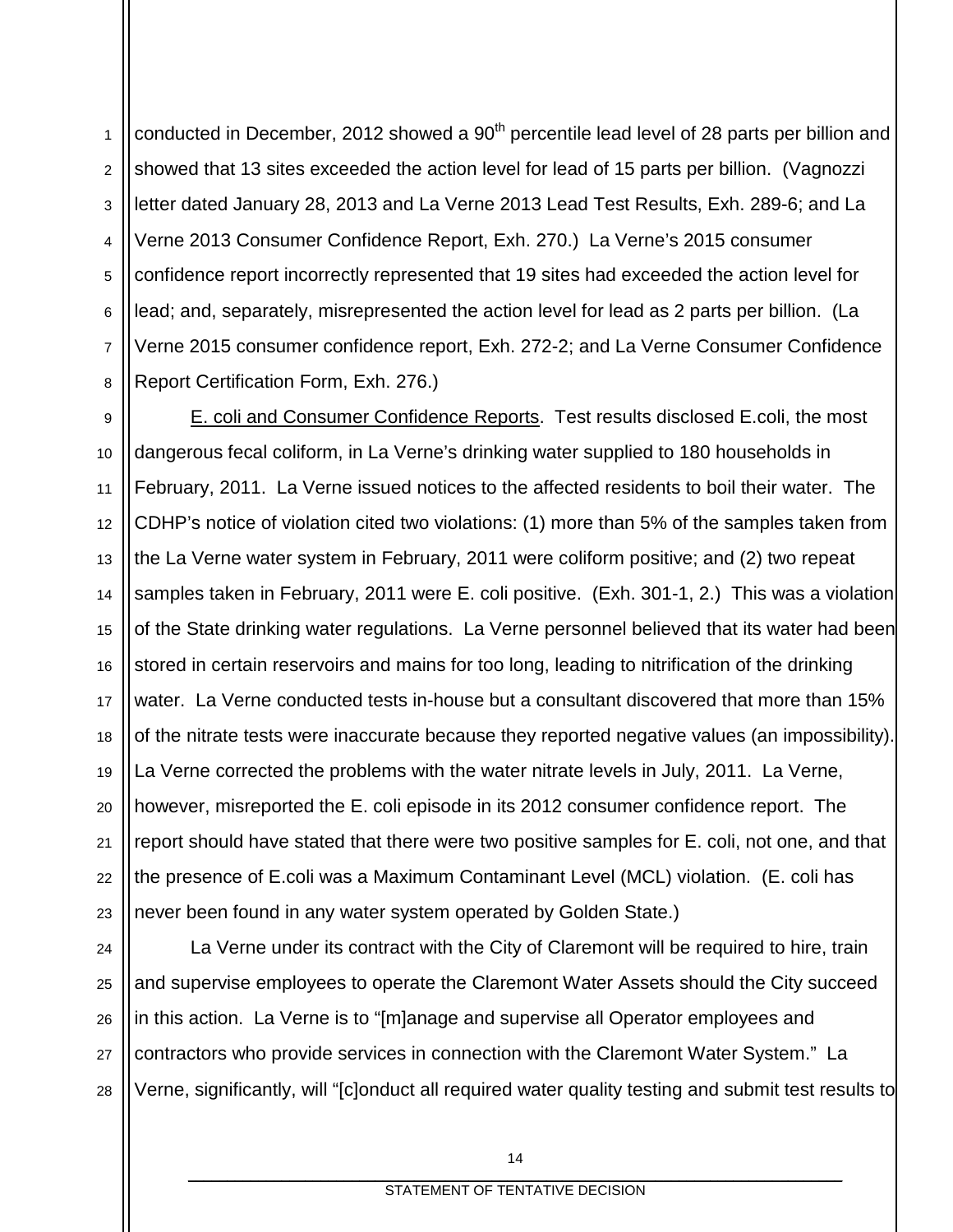conducted in December, 2012 showed a 90th percentile lead level of 28 parts per billion and showed that 13 sites exceeded the action level for lead of 15 parts per billion. (Vagnozzi letter dated January 28, 2013 and La Verne 2013 Lead Test Results, Exh. 289-6; and La Verne 2013 Consumer Confidence Report, Exh. 270.) La Verne's 2015 consumer confidence report incorrectly represented that 19 sites had exceeded the action level for lead; and, separately, misrepresented the action level for lead as 2 parts per billion. (La Verne 2015 consumer confidence report, Exh. 272-2; and La Verne Consumer Confidence Report Certification Form, Exh. 276.)

E. coli and Consumer Confidence Reports. Test results disclosed E.coli, the most dangerous fecal coliform, in La Verne's drinking water supplied to 180 households in February, 2011. La Verne issued notices to the affected residents to boil their water. The CDHP's notice of violation cited two violations: (1) more than 5% of the samples taken from the La Verne water system in February, 2011 were coliform positive; and (2) two repeat samples taken in February, 2011 were E. coli positive. (Exh. 301-1, 2.) This was a violation of the State drinking water regulations. La Verne personnel believed that its water had been stored in certain reservoirs and mains for too long, leading to nitrification of the drinking water. La Verne conducted tests in-house but a consultant discovered that more than 15% of the nitrate tests were inaccurate because they reported negative values (an impossibility). La Verne corrected the problems with the water nitrate levels in July, 2011. La Verne, however, misreported the E. coli episode in its 2012 consumer confidence report. The report should have stated that there were two positive samples for E. coli, not one, and that the presence of E.coli was a Maximum Contaminant Level (MCL) violation. (E. coli has never been found in any water system operated by Golden State.)

La Verne under its contract with the City of Claremont will be required to hire, train and supervise employees to operate the Claremont Water Assets should the City succeed in this action. La Verne is to "[m]anage and supervise all Operator employees and contractors who provide services in connection with the Claremont Water System." La Verne, significantly, will "[c]onduct all required water quality testing and submit test results to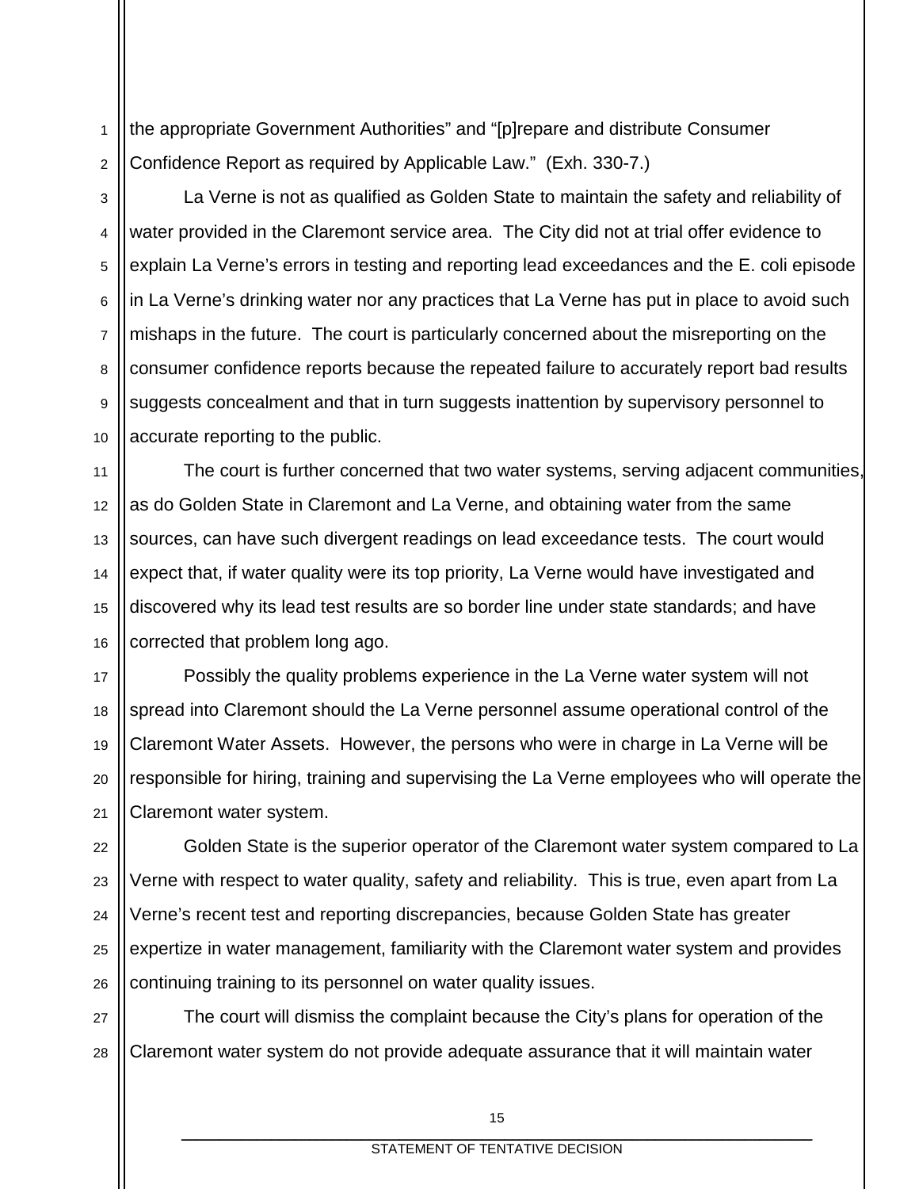the appropriate Government Authorities" and "[p]repare and distribute Consumer Confidence Report as required by Applicable Law." (Exh. 330-7.)

La Verne is not as qualified as Golden State to maintain the safety and reliability of water provided in the Claremont service area. The City did not at trial offer evidence to explain La Verne's errors in testing and reporting lead exceedances and the E. coli episode in La Verne's drinking water nor any practices that La Verne has put in place to avoid such mishaps in the future. The court is particularly concerned about the misreporting on the consumer confidence reports because the repeated failure to accurately report bad results suggests concealment and that in turn suggests inattention by supervisory personnel to accurate reporting to the public.

The court is further concerned that two water systems, serving adjacent communities, as do Golden State in Claremont and La Verne, and obtaining water from the same sources, can have such divergent readings on lead exceedance tests. The court would expect that, if water quality were its top priority, La Verne would have investigated and discovered why its lead test results are so border line under state standards; and have corrected that problem long ago.

Possibly the quality problems experience in the La Verne water system will not spread into Claremont should the La Verne personnel assume operational control of the Claremont Water Assets. However, the persons who were in charge in La Verne will be responsible for hiring, training and supervising the La Verne employees who will operate the Claremont water system.

Golden State is the superior operator of the Claremont water system compared to La Verne with respect to water quality, safety and reliability. This is true, even apart from La Verne's recent test and reporting discrepancies, because Golden State has greater expertize in water management, familiarity with the Claremont water system and provides continuing training to its personnel on water quality issues.

The court will dismiss the complaint because the City's plans for operation of the Claremont water system do not provide adequate assurance that it will maintain water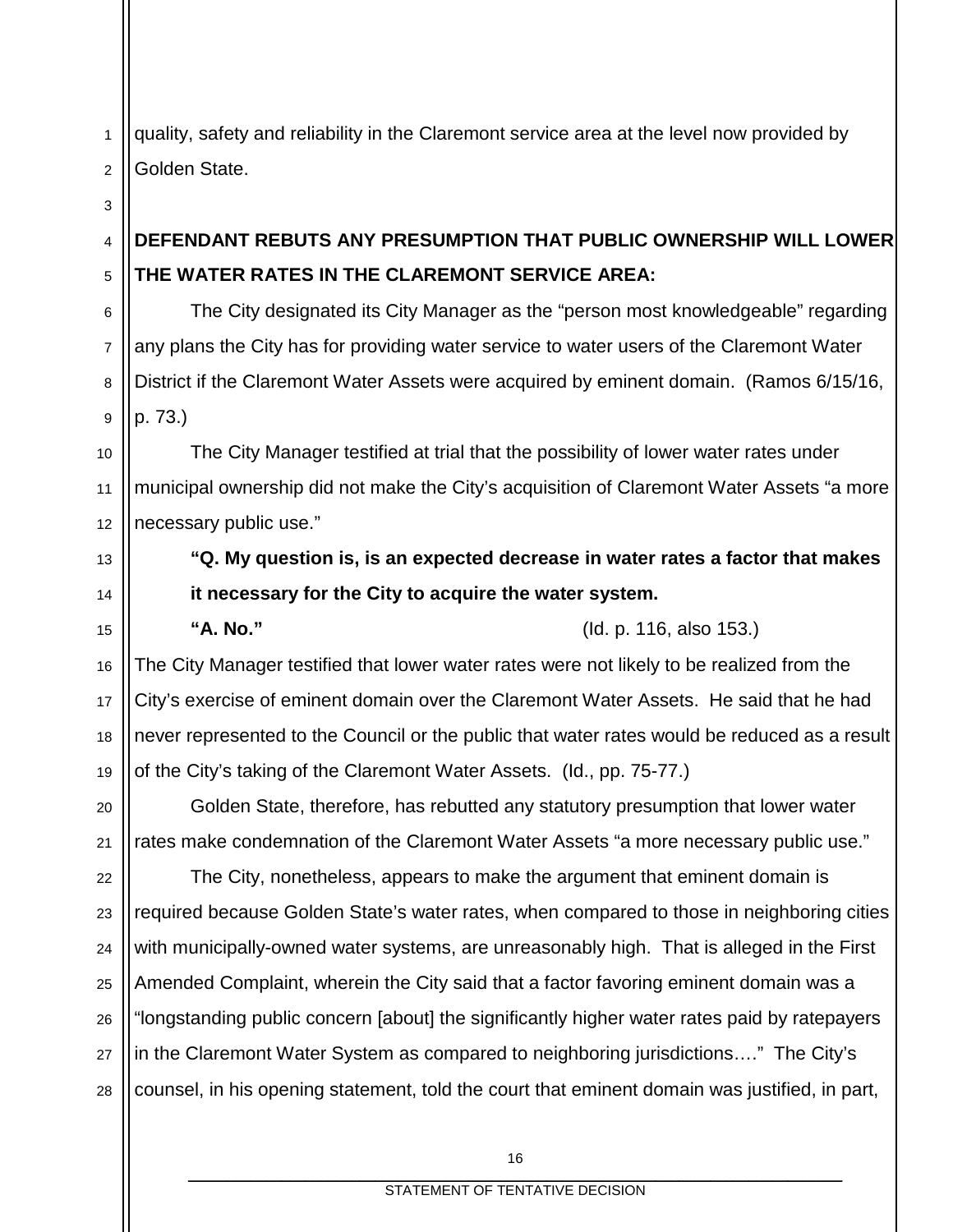quality, safety and reliability in the Claremont service area at the level now provided by Golden State.

**DEFENDANT REBUTS ANY PRESUMPTION THAT PUBLIC OWNERSHIP WILL LOWER THE WATER RATES IN THE CLAREMONT SERVICE AREA:**

The City designated its City Manager as the "person most knowledgeable" regarding any plans the City has for providing water service to water users of the Claremont Water District if the Claremont Water Assets were acquired by eminent domain. (Ramos 6/15/16, p. 73.)

The City Manager testified at trial that the possibility of lower water rates under municipal ownership did not make the City's acquisition of Claremont Water Assets "a more necessary public use."

> **"Q. My question is, is an expected decrease in water rates a factor that makes it necessary for the City to acquire the water system.**
>
> **"A. No."** (Id. p. 116, also 153.)

The City Manager testified that lower water rates were not likely to be realized from the City's exercise of eminent domain over the Claremont Water Assets. He said that he had never represented to the Council or the public that water rates would be reduced as a result of the City's taking of the Claremont Water Assets. (Id., pp. 75-77.)

Golden State, therefore, has rebutted any statutory presumption that lower water rates make condemnation of the Claremont Water Assets "a more necessary public use."

The City, nonetheless, appears to make the argument that eminent domain is required because Golden State's water rates, when compared to those in neighboring cities with municipally-owned water systems, are unreasonably high. That is alleged in the First Amended Complaint, wherein the City said that a factor favoring eminent domain was a "longstanding public concern [about] the significantly higher water rates paid by ratepayers in the Claremont Water System as compared to neighboring jurisdictions…." The City's counsel, in his opening statement, told the court that eminent domain was justified, in part,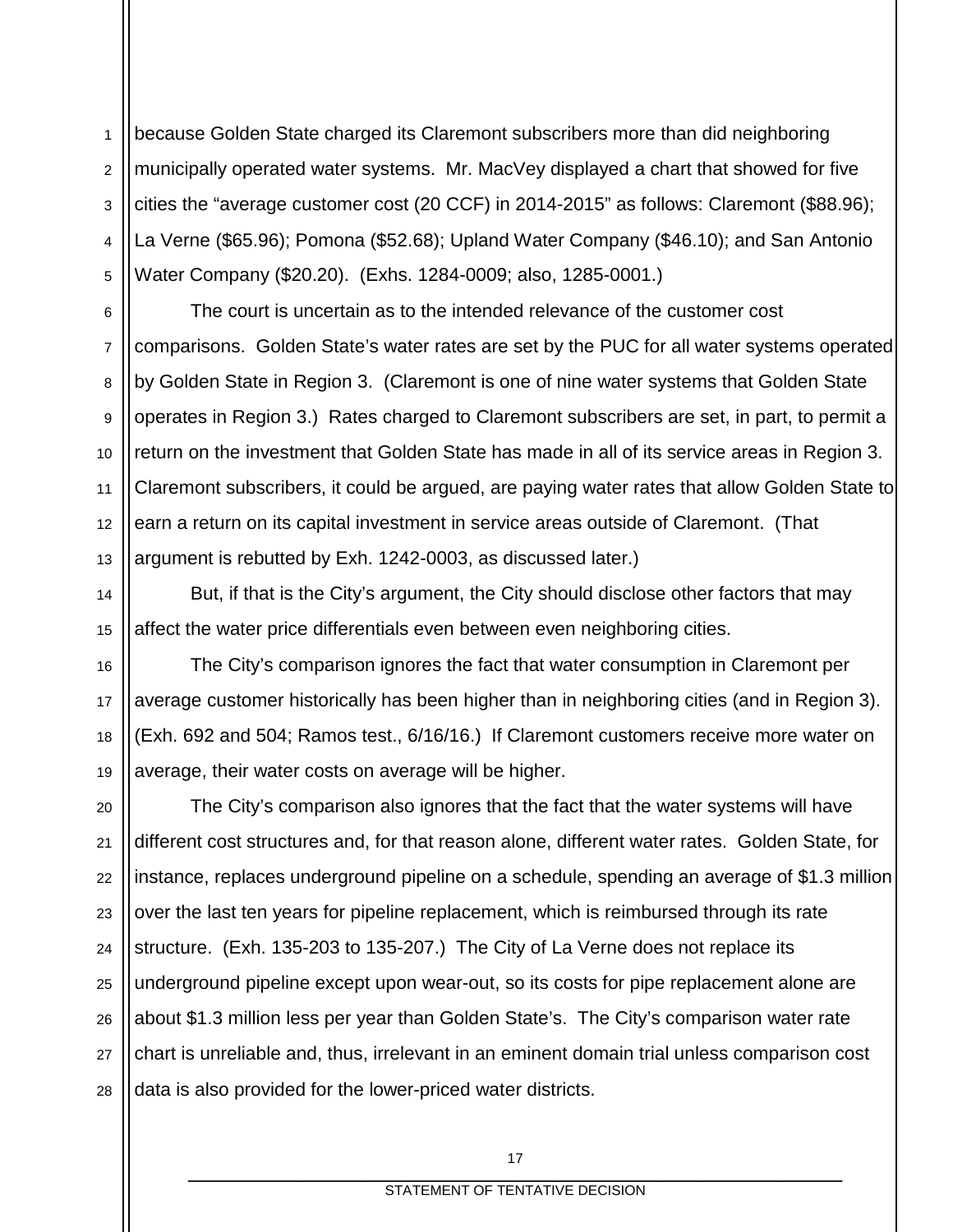because Golden State charged its Claremont subscribers more than did neighboring municipally operated water systems. Mr. MacVey displayed a chart that showed for five cities the "average customer cost (20 CCF) in 2014-2015" as follows: Claremont ($88.96); La Verne ($65.96); Pomona ($52.68); Upland Water Company ($46.10); and San Antonio Water Company ($20.20). (Exhs. 1284-0009; also, 1285-0001.)

The court is uncertain as to the intended relevance of the customer cost comparisons. Golden State's water rates are set by the PUC for all water systems operated by Golden State in Region 3. (Claremont is one of nine water systems that Golden State operates in Region 3.) Rates charged to Claremont subscribers are set, in part, to permit a return on the investment that Golden State has made in all of its service areas in Region 3. Claremont subscribers, it could be argued, are paying water rates that allow Golden State to earn a return on its capital investment in service areas outside of Claremont. (That argument is rebutted by Exh. 1242-0003, as discussed later.)

But, if that is the City's argument, the City should disclose other factors that may affect the water price differentials even between even neighboring cities.

The City's comparison ignores the fact that water consumption in Claremont per average customer historically has been higher than in neighboring cities (and in Region 3). (Exh. 692 and 504; Ramos test., 6/16/16.) If Claremont customers receive more water on average, their water costs on average will be higher.

The City's comparison also ignores that the fact that the water systems will have different cost structures and, for that reason alone, different water rates. Golden State, for instance, replaces underground pipeline on a schedule, spending an average of $1.3 million over the last ten years for pipeline replacement, which is reimbursed through its rate structure. (Exh. 135-203 to 135-207.) The City of La Verne does not replace its underground pipeline except upon wear-out, so its costs for pipe replacement alone are about $1.3 million less per year than Golden State's. The City's comparison water rate chart is unreliable and, thus, irrelevant in an eminent domain trial unless comparison cost data is also provided for the lower-priced water districts.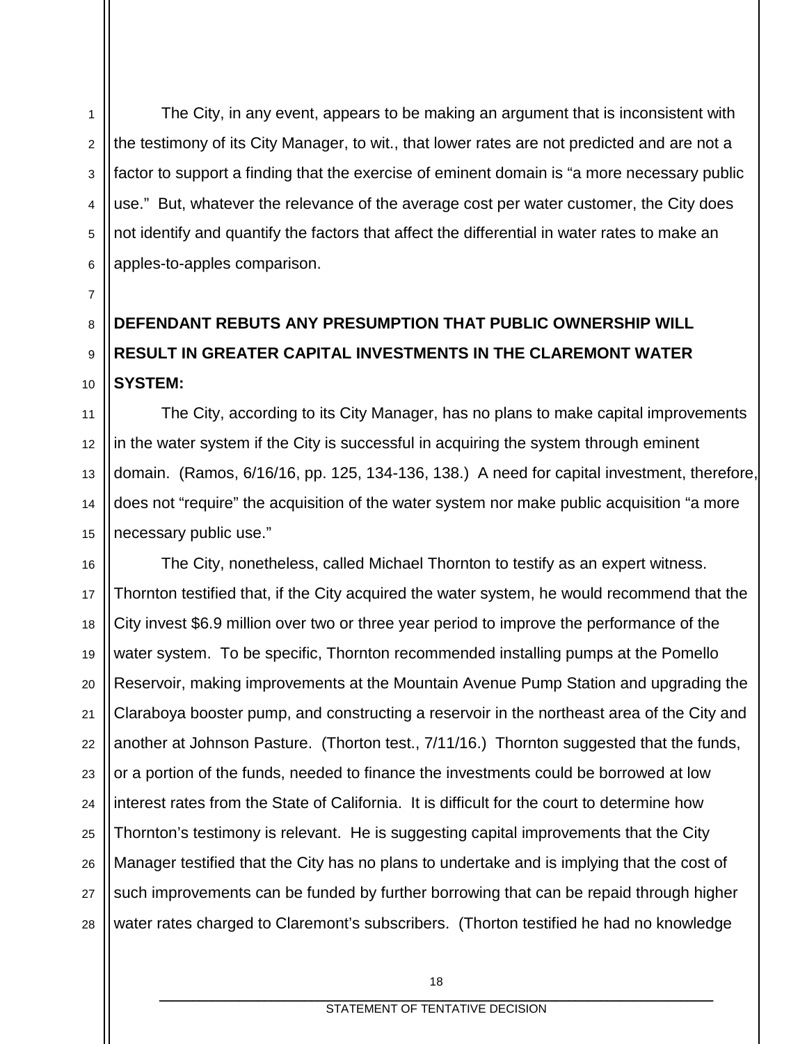The City, in any event, appears to be making an argument that is inconsistent with the testimony of its City Manager, to wit., that lower rates are not predicted and are not a factor to support a finding that the exercise of eminent domain is "a more necessary public use." But, whatever the relevance of the average cost per water customer, the City does not identify and quantify the factors that affect the differential in water rates to make an apples-to-apples comparison.

**DEFENDANT REBUTS ANY PRESUMPTION THAT PUBLIC OWNERSHIP WILL RESULT IN GREATER CAPITAL INVESTMENTS IN THE CLAREMONT WATER SYSTEM:**

The City, according to its City Manager, has no plans to make capital improvements in the water system if the City is successful in acquiring the system through eminent domain. (Ramos, 6/16/16, pp. 125, 134-136, 138.) A need for capital investment, therefore, does not "require" the acquisition of the water system nor make public acquisition "a more necessary public use."

The City, nonetheless, called Michael Thornton to testify as an expert witness. Thornton testified that, if the City acquired the water system, he would recommend that the City invest $6.9 million over two or three year period to improve the performance of the water system. To be specific, Thornton recommended installing pumps at the Pomello Reservoir, making improvements at the Mountain Avenue Pump Station and upgrading the Claraboya booster pump, and constructing a reservoir in the northeast area of the City and another at Johnson Pasture. (Thorton test., 7/11/16.) Thornton suggested that the funds, or a portion of the funds, needed to finance the investments could be borrowed at low interest rates from the State of California. It is difficult for the court to determine how Thornton's testimony is relevant. He is suggesting capital improvements that the City Manager testified that the City has no plans to undertake and is implying that the cost of such improvements can be funded by further borrowing that can be repaid through higher water rates charged to Claremont's subscribers. (Thornton testified he had no knowledge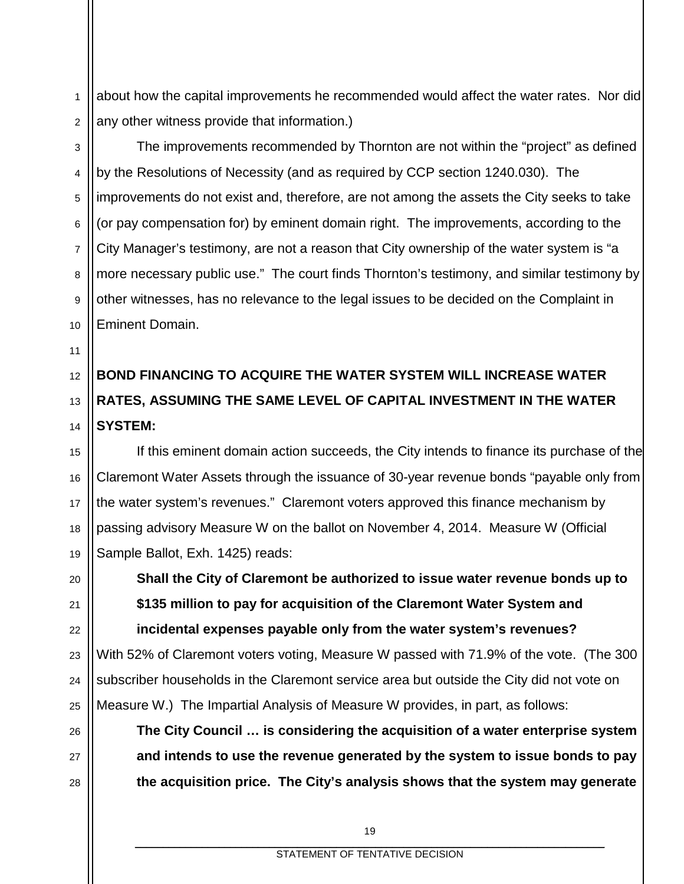about how the capital improvements he recommended would affect the water rates. Nor did any other witness provide that information.)

The improvements recommended by Thornton are not within the "project" as defined by the Resolutions of Necessity (and as required by CCP section 1240.030). The improvements do not exist and, therefore, are not among the assets the City seeks to take (or pay compensation for) by eminent domain right. The improvements, according to the City Manager's testimony, are not a reason that City ownership of the water system is "a more necessary public use." The court finds Thornton's testimony, and similar testimony by other witnesses, has no relevance to the legal issues to be decided on the Complaint in Eminent Domain.

**BOND FINANCING TO ACQUIRE THE WATER SYSTEM WILL INCREASE WATER RATES, ASSUMING THE SAME LEVEL OF CAPITAL INVESTMENT IN THE WATER SYSTEM:**

If this eminent domain action succeeds, the City intends to finance its purchase of the Claremont Water Assets through the issuance of 30-year revenue bonds "payable only from the water system's revenues." Claremont voters approved this finance mechanism by passing advisory Measure W on the ballot on November 4, 2014. Measure W (Official Sample Ballot, Exh. 1425) reads:

> **Shall the City of Claremont be authorized to issue water revenue bonds up to $135 million to pay for acquisition of the Claremont Water System and incidental expenses payable only from the water system's revenues?**

With 52% of Claremont voters voting, Measure W passed with 71.9% of the vote. (The 300 subscriber households in the Claremont service area but outside the City did not vote on Measure W.) The Impartial Analysis of Measure W provides, in part, as follows:

> **The City Council … is considering the acquisition of a water enterprise system and intends to use the revenue generated by the system to issue bonds to pay the acquisition price. The City's analysis shows that the system may generate**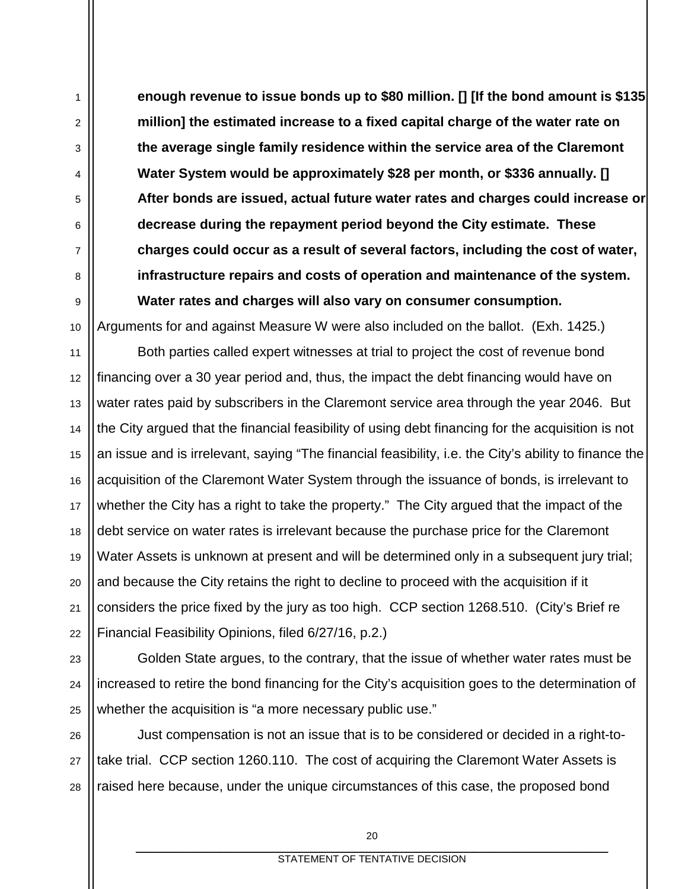**enough revenue to issue bonds up to $80 million. [] [If the bond amount is $135 million] the estimated increase to a fixed capital charge of the water rate on the average single family residence within the service area of the Claremont Water System would be approximately $28 per month, or $336 annually. [] After bonds are issued, actual future water rates and charges could increase or decrease during the repayment period beyond the City estimate. These charges could occur as a result of several factors, including the cost of water, infrastructure repairs and costs of operation and maintenance of the system. Water rates and charges will also vary on consumer consumption.**

Arguments for and against Measure W were also included on the ballot. (Exh. 1425.)

Both parties called expert witnesses at trial to project the cost of revenue bond financing over a 30 year period and, thus, the impact the debt financing would have on water rates paid by subscribers in the Claremont service area through the year 2046. But the City argued that the financial feasibility of using debt financing for the acquisition is not an issue and is irrelevant, saying "The financial feasibility, i.e. the City's ability to finance the acquisition of the Claremont Water System through the issuance of bonds, is irrelevant to whether the City has a right to take the property." The City argued that the impact of the debt service on water rates is irrelevant because the purchase price for the Claremont Water Assets is unknown at present and will be determined only in a subsequent jury trial; and because the City retains the right to decline to proceed with the acquisition if it considers the price fixed by the jury as too high. CCP section 1268.510. (City's Brief re Financial Feasibility Opinions, filed 6/27/16, p.2.)

Golden State argues, to the contrary, that the issue of whether water rates must be increased to retire the bond financing for the City's acquisition goes to the determination of whether the acquisition is "a more necessary public use."

Just compensation is not an issue that is to be considered or decided in a right-to-take trial. CCP section 1260.110. The cost of acquiring the Claremont Water Assets is raised here because, under the unique circumstances of this case, the proposed bond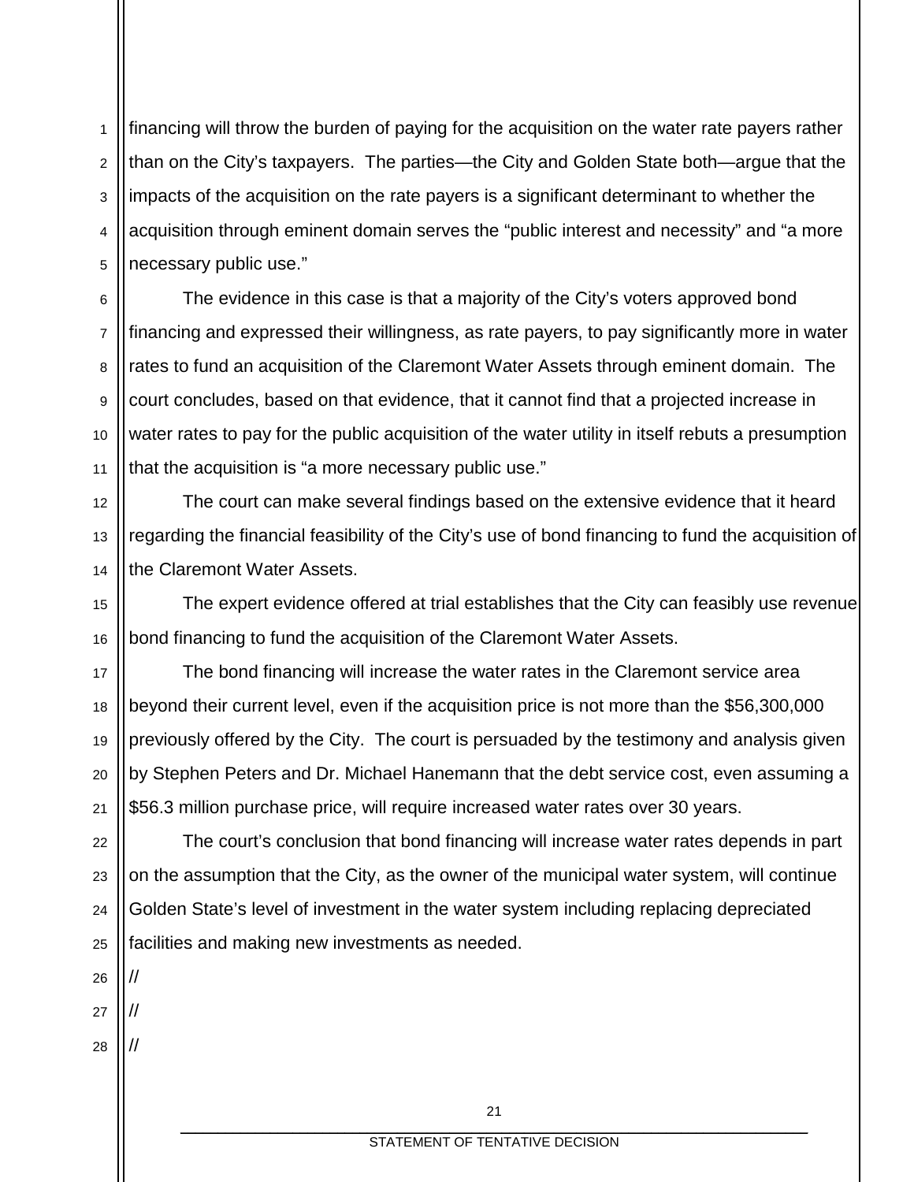financing will throw the burden of paying for the acquisition on the water rate payers rather than on the City's taxpayers. The parties—the City and Golden State both—argue that the impacts of the acquisition on the rate payers is a significant determinant to whether the acquisition through eminent domain serves the "public interest and necessity" and "a more necessary public use."

The evidence in this case is that a majority of the City's voters approved bond financing and expressed their willingness, as rate payers, to pay significantly more in water rates to fund an acquisition of the Claremont Water Assets through eminent domain. The court concludes, based on that evidence, that it cannot find that a projected increase in water rates to pay for the public acquisition of the water utility in itself rebuts a presumption that the acquisition is "a more necessary public use."

The court can make several findings based on the extensive evidence that it heard regarding the financial feasibility of the City's use of bond financing to fund the acquisition of the Claremont Water Assets.

The expert evidence offered at trial establishes that the City can feasibly use revenue bond financing to fund the acquisition of the Claremont Water Assets.

The bond financing will increase the water rates in the Claremont service area beyond their current level, even if the acquisition price is not more than the $56,300,000 previously offered by the City. The court is persuaded by the testimony and analysis given by Stephen Peters and Dr. Michael Hanemann that the debt service cost, even assuming a $56.3 million purchase price, will require increased water rates over 30 years.

The court's conclusion that bond financing will increase water rates depends in part on the assumption that the City, as the owner of the municipal water system, will continue Golden State's level of investment in the water system including replacing depreciated facilities and making new investments as needed.

//

//

//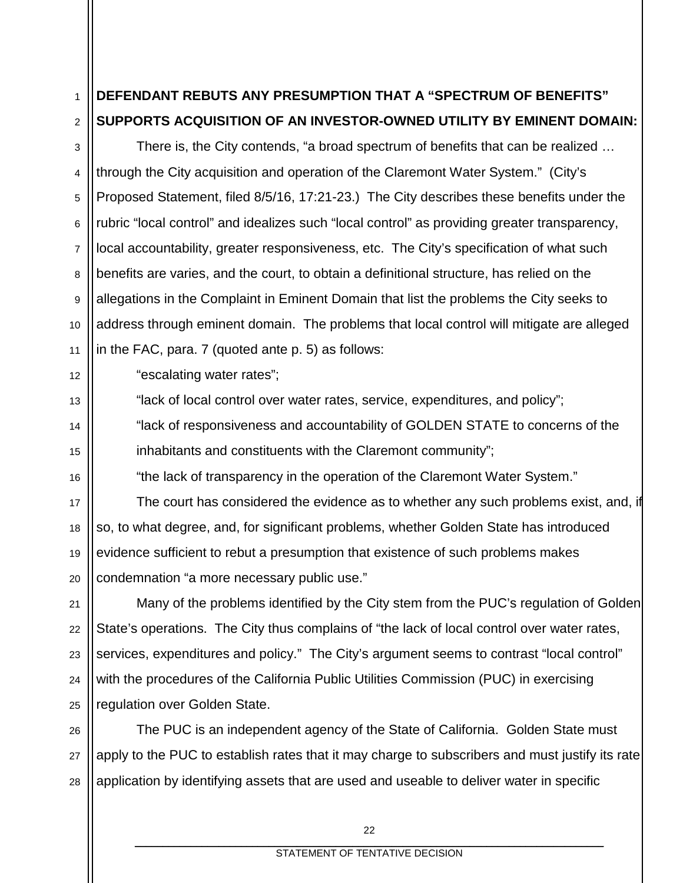**DEFENDANT REBUTS ANY PRESUMPTION THAT A "SPECTRUM OF BENEFITS" SUPPORTS ACQUISITION OF AN INVESTOR-OWNED UTILITY BY EMINENT DOMAIN:**

There is, the City contends, "a broad spectrum of benefits that can be realized … through the City acquisition and operation of the Claremont Water System." (City's Proposed Statement, filed 8/5/16, 17:21-23.) The City describes these benefits under the rubric "local control" and idealizes such "local control" as providing greater transparency, local accountability, greater responsiveness, etc. The City's specification of what such benefits are varies, and the court, to obtain a definitional structure, has relied on the allegations in the Complaint in Eminent Domain that list the problems the City seeks to address through eminent domain. The problems that local control will mitigate are alleged in the FAC, para. 7 (quoted ante p. 5) as follows:

"escalating water rates";

"lack of local control over water rates, service, expenditures, and policy";

"lack of responsiveness and accountability of GOLDEN STATE to concerns of the inhabitants and constituents with the Claremont community";

"the lack of transparency in the operation of the Claremont Water System."

The court has considered the evidence as to whether any such problems exist, and, if so, to what degree, and, for significant problems, whether Golden State has introduced evidence sufficient to rebut a presumption that existence of such problems makes condemnation "a more necessary public use."

Many of the problems identified by the City stem from the PUC's regulation of Golden State's operations. The City thus complains of "the lack of local control over water rates, services, expenditures and policy." The City's argument seems to contrast "local control" with the procedures of the California Public Utilities Commission (PUC) in exercising regulation over Golden State.

The PUC is an independent agency of the State of California. Golden State must apply to the PUC to establish rates that it may charge to subscribers and must justify its rate application by identifying assets that are used and useable to deliver water in specific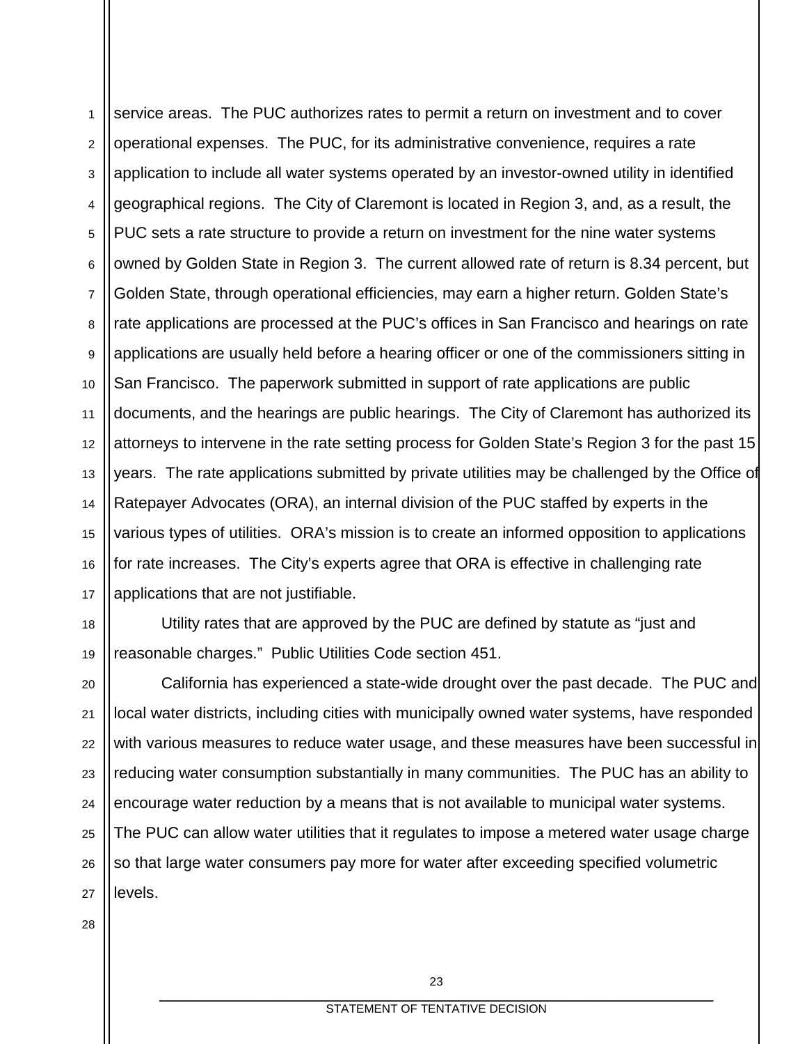service areas. The PUC authorizes rates to permit a return on investment and to cover operational expenses. The PUC, for its administrative convenience, requires a rate application to include all water systems operated by an investor-owned utility in identified geographical regions. The City of Claremont is located in Region 3, and, as a result, the PUC sets a rate structure to provide a return on investment for the nine water systems owned by Golden State in Region 3. The current allowed rate of return is 8.34 percent, but Golden State, through operational efficiencies, may earn a higher return. Golden State's rate applications are processed at the PUC's offices in San Francisco and hearings on rate applications are usually held before a hearing officer or one of the commissioners sitting in San Francisco. The paperwork submitted in support of rate applications are public documents, and the hearings are public hearings. The City of Claremont has authorized its attorneys to intervene in the rate setting process for Golden State's Region 3 for the past 15 years. The rate applications submitted by private utilities may be challenged by the Office of Ratepayer Advocates (ORA), an internal division of the PUC staffed by experts in the various types of utilities. ORA's mission is to create an informed opposition to applications for rate increases. The City's experts agree that ORA is effective in challenging rate applications that are not justifiable.

Utility rates that are approved by the PUC are defined by statute as "just and reasonable charges." Public Utilities Code section 451.

California has experienced a state-wide drought over the past decade. The PUC and local water districts, including cities with municipally owned water systems, have responded with various measures to reduce water usage, and these measures have been successful in reducing water consumption substantially in many communities. The PUC has an ability to encourage water reduction by a means that is not available to municipal water systems. The PUC can allow water utilities that it regulates to impose a metered water usage charge so that large water consumers pay more for water after exceeding specified volumetric levels.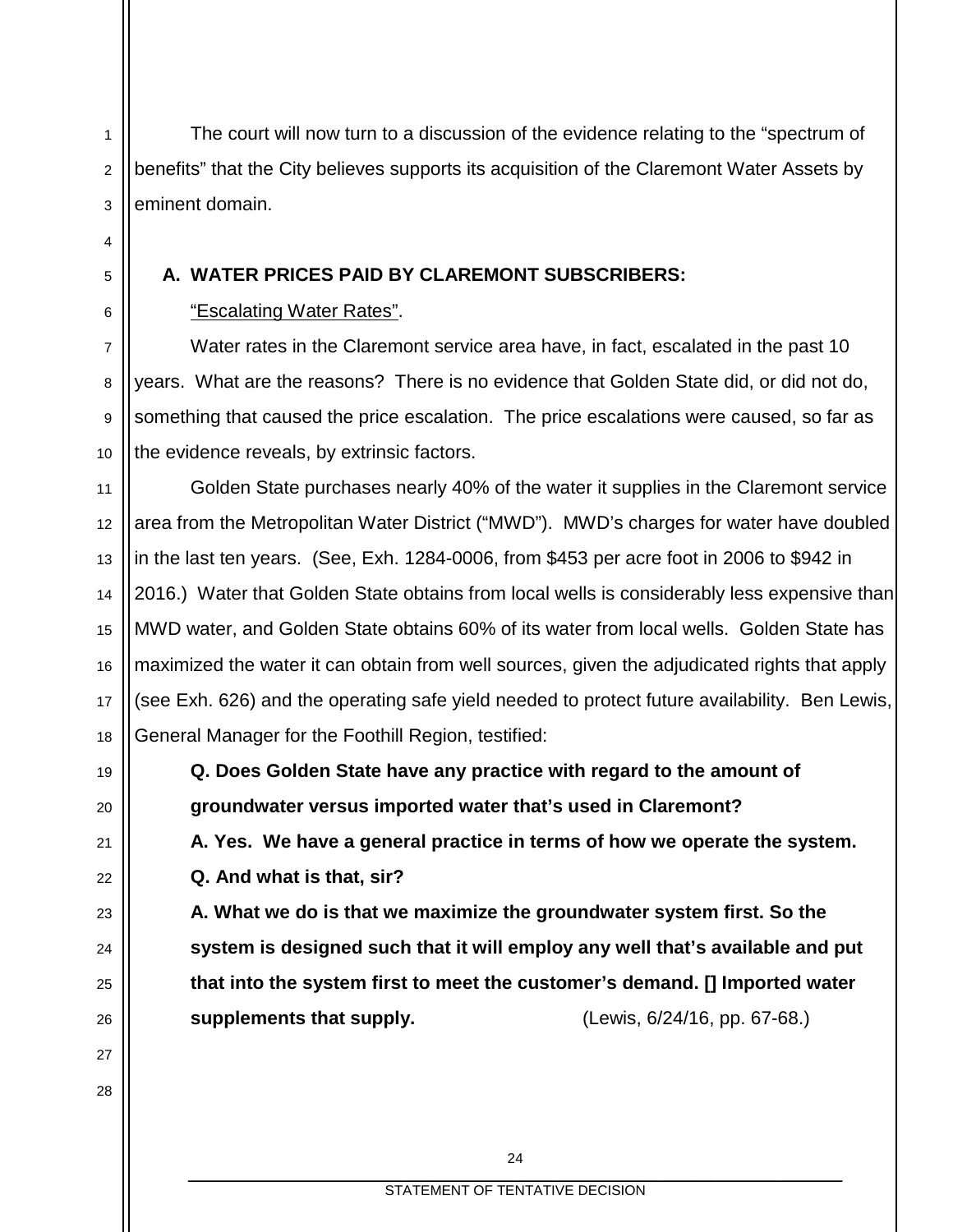The court will now turn to a discussion of the evidence relating to the "spectrum of benefits" that the City believes supports its acquisition of the Claremont Water Assets by eminent domain.

**A. WATER PRICES PAID BY CLAREMONT SUBSCRIBERS:**

<u>"Escalating Water Rates"</u>.

Water rates in the Claremont service area have, in fact, escalated in the past 10 years. What are the reasons? There is no evidence that Golden State did, or did not do, something that caused the price escalation. The price escalations were caused, so far as the evidence reveals, by extrinsic factors.

Golden State purchases nearly 40% of the water it supplies in the Claremont service area from the Metropolitan Water District ("MWD"). MWD's charges for water have doubled in the last ten years. (See, Exh. 1284-0006, from $453 per acre foot in 2006 to $942 in 2016.) Water that Golden State obtains from local wells is considerably less expensive than MWD water, and Golden State obtains 60% of its water from local wells. Golden State has maximized the water it can obtain from well sources, given the adjudicated rights that apply (see Exh. 626) and the operating safe yield needed to protect future availability. Ben Lewis, General Manager for the Foothill Region, testified:

> **Q. Does Golden State have any practice with regard to the amount of groundwater versus imported water that's used in Claremont?**
>
> **A. Yes. We have a general practice in terms of how we operate the system.**
>
> **Q. And what is that, sir?**
>
> **A. What we do is that we maximize the groundwater system first. So the system is designed such that it will employ any well that's available and put that into the system first to meet the customer's demand. [] Imported water supplements that supply.** (Lewis, 6/24/16, pp. 67-68.)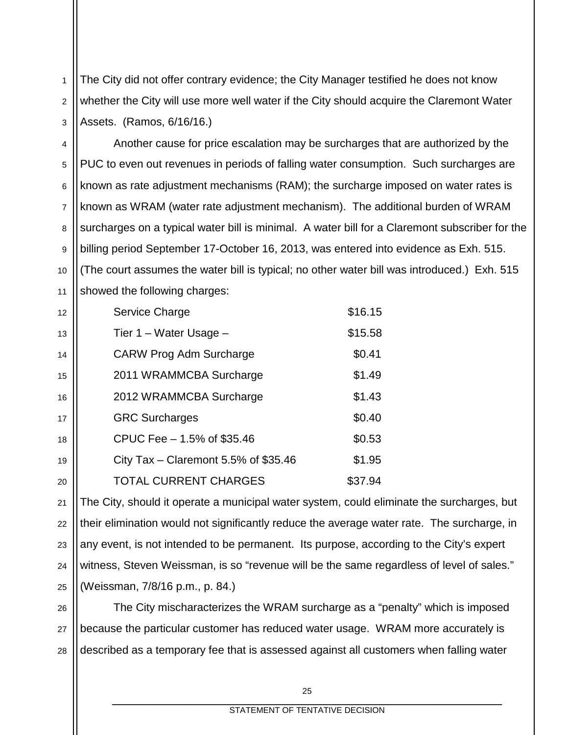The City did not offer contrary evidence; the City Manager testified he does not know whether the City will use more well water if the City should acquire the Claremont Water Assets. (Ramos, 6/16/16.)

Another cause for price escalation may be surcharges that are authorized by the PUC to even out revenues in periods of falling water consumption. Such surcharges are known as rate adjustment mechanisms (RAM); the surcharge imposed on water rates is known as WRAM (water rate adjustment mechanism). The additional burden of WRAM surcharges on a typical water bill is minimal. A water bill for a Claremont subscriber for the billing period September 17-October 16, 2013, was entered into evidence as Exh. 515. (The court assumes the water bill is typical; no other water bill was introduced.) Exh. 515 showed the following charges:

| | |
|---|---|
| Service Charge | $16.15 |
| Tier 1 – Water Usage – | $15.58 |
| CARW Prog Adm Surcharge | $0.41 |
| 2011 WRAMMCBA Surcharge | $1.49 |
| 2012 WRAMMCBA Surcharge | $1.43 |
| GRC Surcharges | $0.40 |
| CPUC Fee – 1.5% of $35.46 | $0.53 |
| City Tax – Claremont 5.5% of $35.46 | $1.95 |
| TOTAL CURRENT CHARGES | $37.94 |

The City, should it operate a municipal water system, could eliminate the surcharges, but their elimination would not significantly reduce the average water rate. The surcharge, in any event, is not intended to be permanent. Its purpose, according to the City's expert witness, Steven Weissman, is so "revenue will be the same regardless of level of sales." (Weissman, 7/8/16 p.m., p. 84.)

The City mischaracterizes the WRAM surcharge as a "penalty" which is imposed because the particular customer has reduced water usage. WRAM more accurately is described as a temporary fee that is assessed against all customers when falling water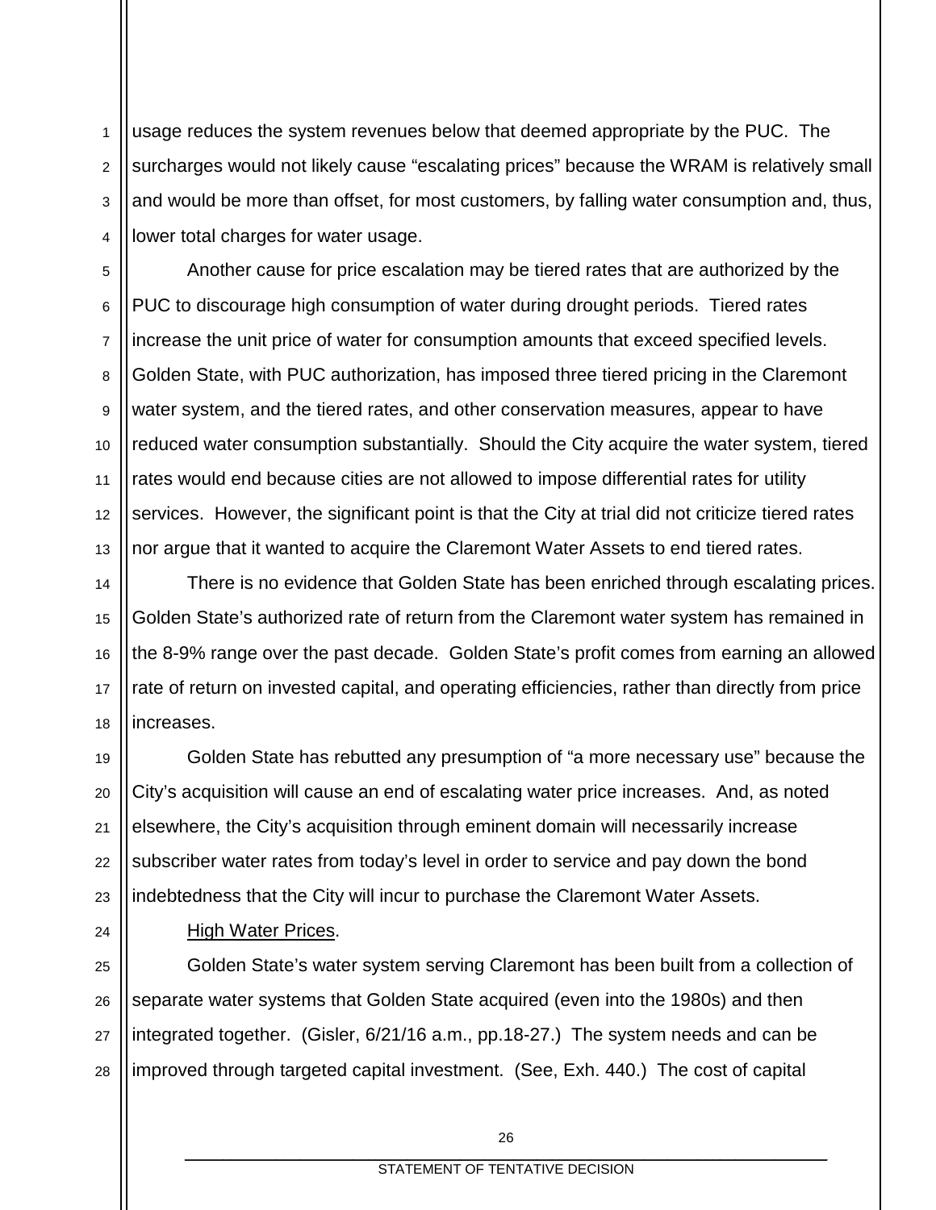usage reduces the system revenues below that deemed appropriate by the PUC. The surcharges would not likely cause "escalating prices" because the WRAM is relatively small and would be more than offset, for most customers, by falling water consumption and, thus, lower total charges for water usage.

Another cause for price escalation may be tiered rates that are authorized by the PUC to discourage high consumption of water during drought periods. Tiered rates increase the unit price of water for consumption amounts that exceed specified levels. Golden State, with PUC authorization, has imposed three tiered pricing in the Claremont water system, and the tiered rates, and other conservation measures, appear to have reduced water consumption substantially. Should the City acquire the water system, tiered rates would end because cities are not allowed to impose differential rates for utility services. However, the significant point is that the City at trial did not criticize tiered rates nor argue that it wanted to acquire the Claremont Water Assets to end tiered rates.

There is no evidence that Golden State has been enriched through escalating prices. Golden State's authorized rate of return from the Claremont water system has remained in the 8-9% range over the past decade. Golden State's profit comes from earning an allowed rate of return on invested capital, and operating efficiencies, rather than directly from price increases.

Golden State has rebutted any presumption of "a more necessary use" because the City's acquisition will cause an end of escalating water price increases. And, as noted elsewhere, the City's acquisition through eminent domain will necessarily increase subscriber water rates from today's level in order to service and pay down the bond indebtedness that the City will incur to purchase the Claremont Water Assets.

<u>High Water Prices</u>.

Golden State's water system serving Claremont has been built from a collection of separate water systems that Golden State acquired (even into the 1980s) and then integrated together. (Gisler, 6/21/16 a.m., pp.18-27.) The system needs and can be improved through targeted capital investment. (See, Exh. 440.) The cost of capital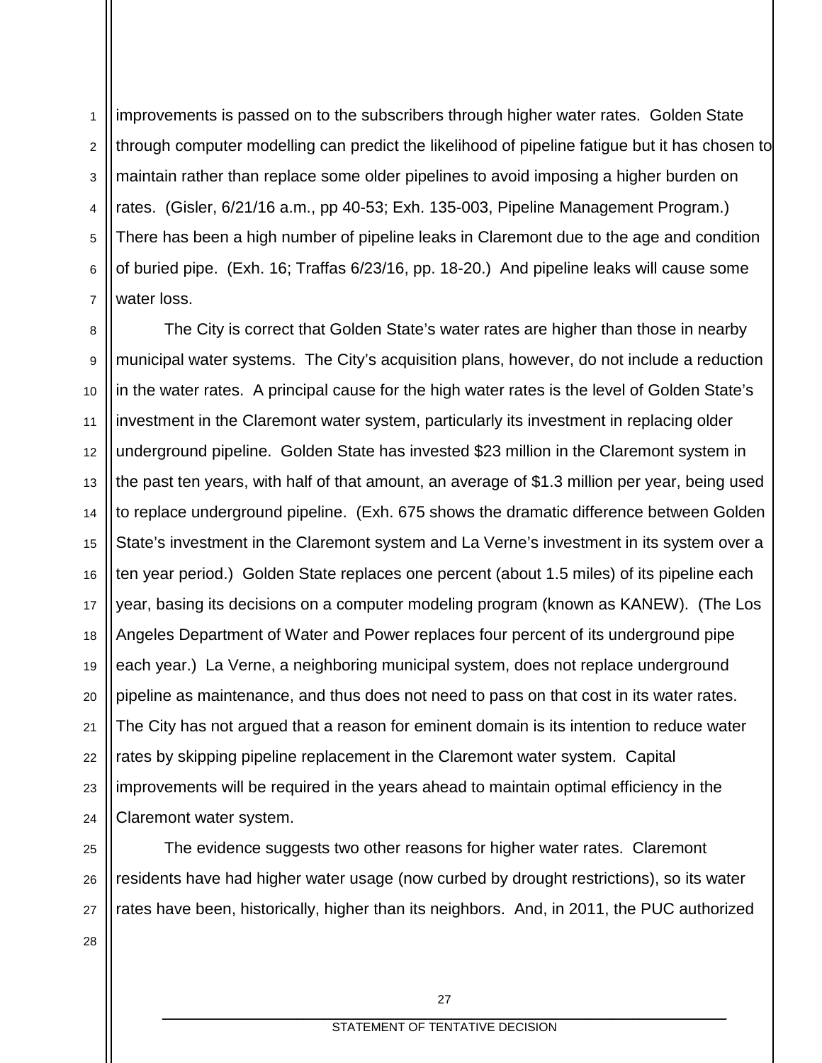improvements is passed on to the subscribers through higher water rates. Golden State through computer modelling can predict the likelihood of pipeline fatigue but it has chosen to maintain rather than replace some older pipelines to avoid imposing a higher burden on rates. (Gisler, 6/21/16 a.m., pp 40-53; Exh. 135-003, Pipeline Management Program.) There has been a high number of pipeline leaks in Claremont due to the age and condition of buried pipe. (Exh. 16; Traffas 6/23/16, pp. 18-20.) And pipeline leaks will cause some water loss.

The City is correct that Golden State's water rates are higher than those in nearby municipal water systems. The City's acquisition plans, however, do not include a reduction in the water rates. A principal cause for the high water rates is the level of Golden State's investment in the Claremont water system, particularly its investment in replacing older underground pipeline. Golden State has invested $23 million in the Claremont system in the past ten years, with half of that amount, an average of $1.3 million per year, being used to replace underground pipeline. (Exh. 675 shows the dramatic difference between Golden State's investment in the Claremont system and La Verne's investment in its system over a ten year period.) Golden State replaces one percent (about 1.5 miles) of its pipeline each year, basing its decisions on a computer modeling program (known as KANEW). (The Los Angeles Department of Water and Power replaces four percent of its underground pipe each year.) La Verne, a neighboring municipal system, does not replace underground pipeline as maintenance, and thus does not need to pass on that cost in its water rates. The City has not argued that a reason for eminent domain is its intention to reduce water rates by skipping pipeline replacement in the Claremont water system. Capital improvements will be required in the years ahead to maintain optimal efficiency in the Claremont water system.

The evidence suggests two other reasons for higher water rates. Claremont residents have had higher water usage (now curbed by drought restrictions), so its water rates have been, historically, higher than its neighbors. And, in 2011, the PUC authorized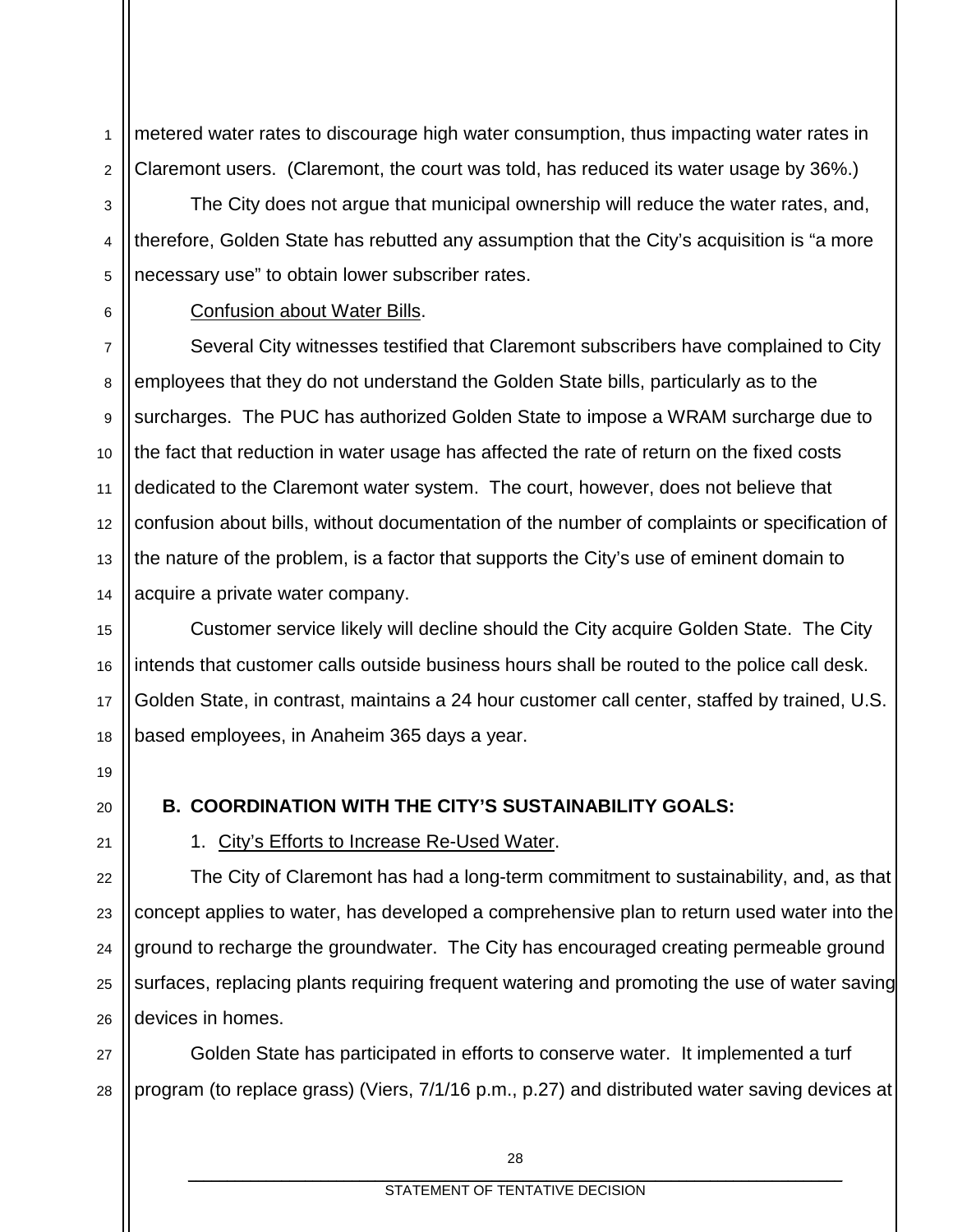metered water rates to discourage high water consumption, thus impacting water rates in Claremont users. (Claremont, the court was told, has reduced its water usage by 36%.)

The City does not argue that municipal ownership will reduce the water rates, and, therefore, Golden State has rebutted any assumption that the City's acquisition is "a more necessary use" to obtain lower subscriber rates.

Confusion about Water Bills.

Several City witnesses testified that Claremont subscribers have complained to City employees that they do not understand the Golden State bills, particularly as to the surcharges. The PUC has authorized Golden State to impose a WRAM surcharge due to the fact that reduction in water usage has affected the rate of return on the fixed costs dedicated to the Claremont water system. The court, however, does not believe that confusion about bills, without documentation of the number of complaints or specification of the nature of the problem, is a factor that supports the City's use of eminent domain to acquire a private water company.

Customer service likely will decline should the City acquire Golden State. The City intends that customer calls outside business hours shall be routed to the police call desk. Golden State, in contrast, maintains a 24 hour customer call center, staffed by trained, U.S. based employees, in Anaheim 365 days a year.

**B. COORDINATION WITH THE CITY'S SUSTAINABILITY GOALS:**

1. City's Efforts to Increase Re-Used Water.

The City of Claremont has had a long-term commitment to sustainability, and, as that concept applies to water, has developed a comprehensive plan to return used water into the ground to recharge the groundwater. The City has encouraged creating permeable ground surfaces, replacing plants requiring frequent watering and promoting the use of water saving devices in homes.

Golden State has participated in efforts to conserve water. It implemented a turf program (to replace grass) (Viers, 7/1/16 p.m., p.27) and distributed water saving devices at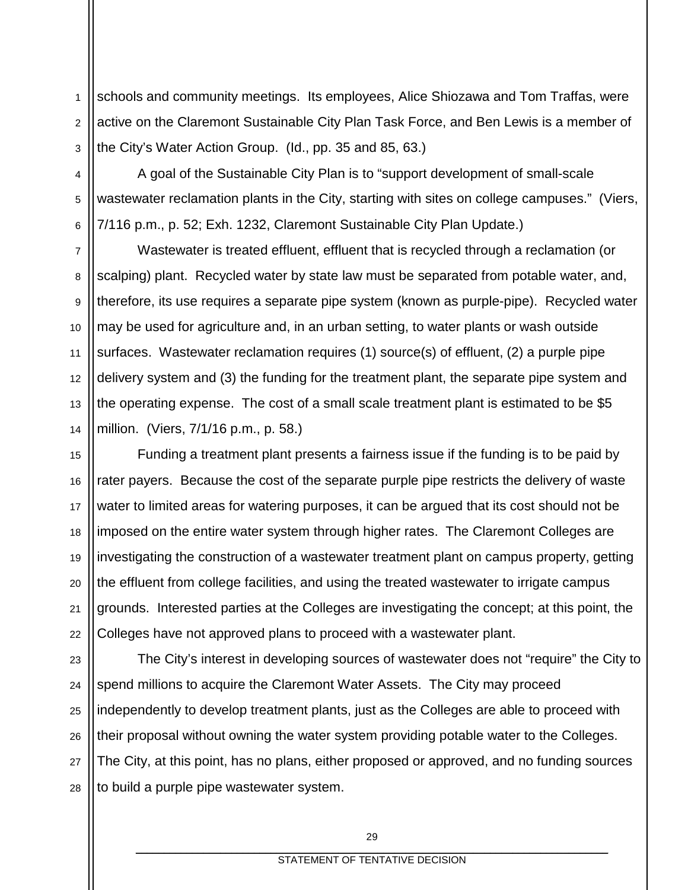schools and community meetings. Its employees, Alice Shiozawa and Tom Traffas, were active on the Claremont Sustainable City Plan Task Force, and Ben Lewis is a member of the City's Water Action Group. (Id., pp. 35 and 85, 63.)

A goal of the Sustainable City Plan is to "support development of small-scale wastewater reclamation plants in the City, starting with sites on college campuses." (Viers, 7/116 p.m., p. 52; Exh. 1232, Claremont Sustainable City Plan Update.)

Wastewater is treated effluent, effluent that is recycled through a reclamation (or scalping) plant. Recycled water by state law must be separated from potable water, and, therefore, its use requires a separate pipe system (known as purple-pipe). Recycled water may be used for agriculture and, in an urban setting, to water plants or wash outside surfaces. Wastewater reclamation requires (1) source(s) of effluent, (2) a purple pipe delivery system and (3) the funding for the treatment plant, the separate pipe system and the operating expense. The cost of a small scale treatment plant is estimated to be $5 million. (Viers, 7/1/16 p.m., p. 58.)

Funding a treatment plant presents a fairness issue if the funding is to be paid by rater payers. Because the cost of the separate purple pipe restricts the delivery of waste water to limited areas for watering purposes, it can be argued that its cost should not be imposed on the entire water system through higher rates. The Claremont Colleges are investigating the construction of a wastewater treatment plant on campus property, getting the effluent from college facilities, and using the treated wastewater to irrigate campus grounds. Interested parties at the Colleges are investigating the concept; at this point, the Colleges have not approved plans to proceed with a wastewater plant.

The City's interest in developing sources of wastewater does not "require" the City to spend millions to acquire the Claremont Water Assets. The City may proceed independently to develop treatment plants, just as the Colleges are able to proceed with their proposal without owning the water system providing potable water to the Colleges. The City, at this point, has no plans, either proposed or approved, and no funding sources to build a purple pipe wastewater system.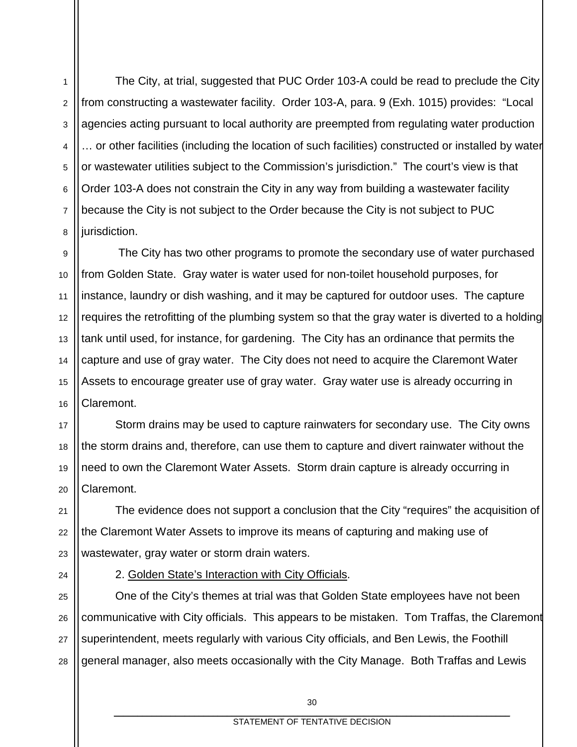The City, at trial, suggested that PUC Order 103-A could be read to preclude the City from constructing a wastewater facility. Order 103-A, para. 9 (Exh. 1015) provides: "Local agencies acting pursuant to local authority are preempted from regulating water production … or other facilities (including the location of such facilities) constructed or installed by water or wastewater utilities subject to the Commission's jurisdiction." The court's view is that Order 103-A does not constrain the City in any way from building a wastewater facility because the City is not subject to the Order because the City is not subject to PUC jurisdiction.

The City has two other programs to promote the secondary use of water purchased from Golden State. Gray water is water used for non-toilet household purposes, for instance, laundry or dish washing, and it may be captured for outdoor uses. The capture requires the retrofitting of the plumbing system so that the gray water is diverted to a holding tank until used, for instance, for gardening. The City has an ordinance that permits the capture and use of gray water. The City does not need to acquire the Claremont Water Assets to encourage greater use of gray water. Gray water use is already occurring in Claremont.

Storm drains may be used to capture rainwaters for secondary use. The City owns the storm drains and, therefore, can use them to capture and divert rainwater without the need to own the Claremont Water Assets. Storm drain capture is already occurring in Claremont.

The evidence does not support a conclusion that the City "requires" the acquisition of the Claremont Water Assets to improve its means of capturing and making use of wastewater, gray water or storm drain waters.

2. Golden State's Interaction with City Officials.

One of the City's themes at trial was that Golden State employees have not been communicative with City officials. This appears to be mistaken. Tom Traffas, the Claremont superintendent, meets regularly with various City officials, and Ben Lewis, the Foothill general manager, also meets occasionally with the City Manage. Both Traffas and Lewis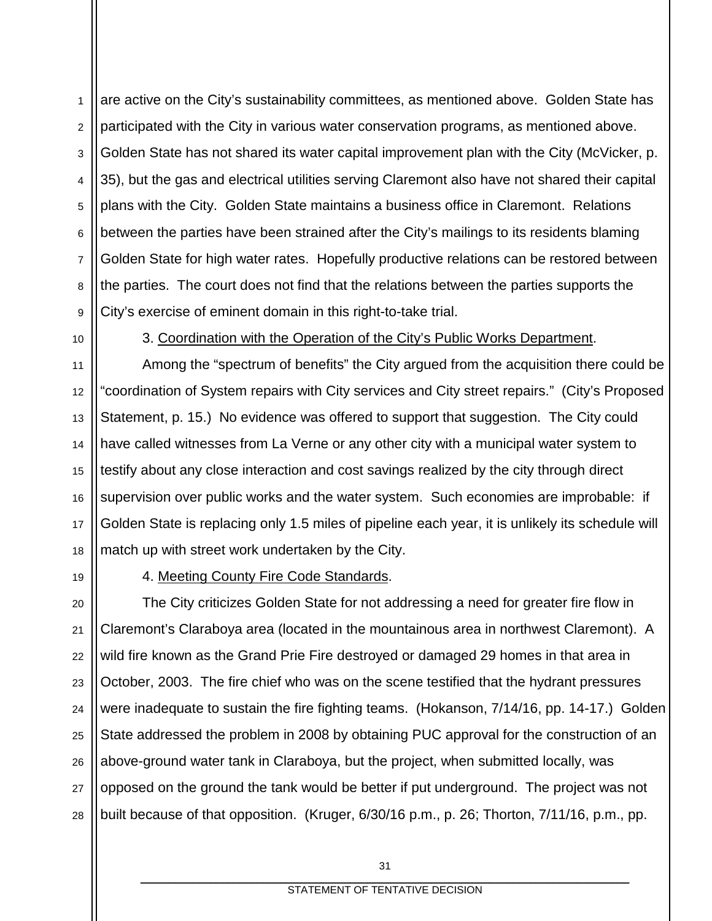are active on the City's sustainability committees, as mentioned above. Golden State has participated with the City in various water conservation programs, as mentioned above. Golden State has not shared its water capital improvement plan with the City (McVicker, p. 35), but the gas and electrical utilities serving Claremont also have not shared their capital plans with the City. Golden State maintains a business office in Claremont. Relations between the parties have been strained after the City's mailings to its residents blaming Golden State for high water rates. Hopefully productive relations can be restored between the parties. The court does not find that the relations between the parties supports the City's exercise of eminent domain in this right-to-take trial.

3. Coordination with the Operation of the City's Public Works Department.

Among the "spectrum of benefits" the City argued from the acquisition there could be "coordination of System repairs with City services and City street repairs." (City's Proposed Statement, p. 15.) No evidence was offered to support that suggestion. The City could have called witnesses from La Verne or any other city with a municipal water system to testify about any close interaction and cost savings realized by the city through direct supervision over public works and the water system. Such economies are improbable: if Golden State is replacing only 1.5 miles of pipeline each year, it is unlikely its schedule will match up with street work undertaken by the City.

4. Meeting County Fire Code Standards.

The City criticizes Golden State for not addressing a need for greater fire flow in Claremont's Claraboya area (located in the mountainous area in northwest Claremont). A wild fire known as the Grand Prie Fire destroyed or damaged 29 homes in that area in October, 2003. The fire chief who was on the scene testified that the hydrant pressures were inadequate to sustain the fire fighting teams. (Hokanson, 7/14/16, pp. 14-17.) Golden State addressed the problem in 2008 by obtaining PUC approval for the construction of an above-ground water tank in Claraboya, but the project, when submitted locally, was opposed on the ground the tank would be better if put underground. The project was not built because of that opposition. (Kruger, 6/30/16 p.m., p. 26; Thorton, 7/11/16, p.m., pp.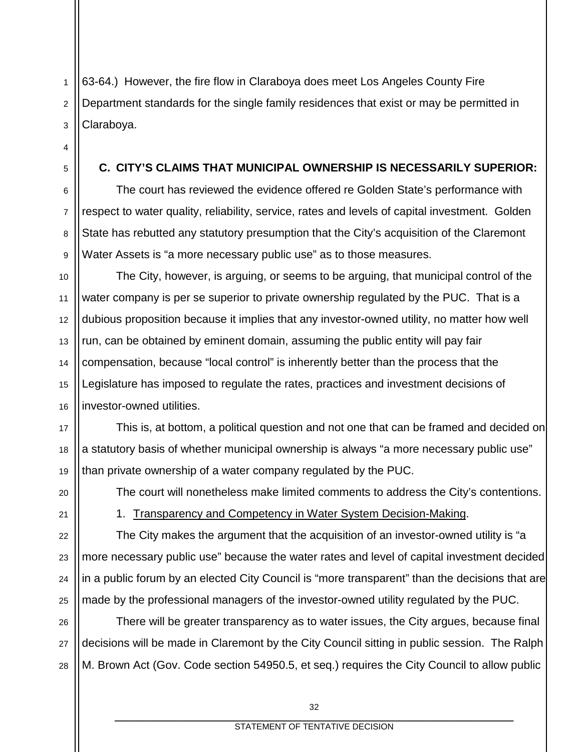63-64.) However, the fire flow in Claraboya does meet Los Angeles County Fire Department standards for the single family residences that exist or may be permitted in Claraboya.

**C. CITY'S CLAIMS THAT MUNICIPAL OWNERSHIP IS NECESSARILY SUPERIOR:**

The court has reviewed the evidence offered re Golden State's performance with respect to water quality, reliability, service, rates and levels of capital investment. Golden State has rebutted any statutory presumption that the City's acquisition of the Claremont Water Assets is "a more necessary public use" as to those measures.

The City, however, is arguing, or seems to be arguing, that municipal control of the water company is per se superior to private ownership regulated by the PUC. That is a dubious proposition because it implies that any investor-owned utility, no matter how well run, can be obtained by eminent domain, assuming the public entity will pay fair compensation, because "local control" is inherently better than the process that the Legislature has imposed to regulate the rates, practices and investment decisions of investor-owned utilities.

This is, at bottom, a political question and not one that can be framed and decided on a statutory basis of whether municipal ownership is always "a more necessary public use" than private ownership of a water company regulated by the PUC.

The court will nonetheless make limited comments to address the City's contentions.

1. <u>Transparency and Competency in Water System Decision-Making</u>.

The City makes the argument that the acquisition of an investor-owned utility is "a more necessary public use" because the water rates and level of capital investment decided in a public forum by an elected City Council is "more transparent" than the decisions that are made by the professional managers of the investor-owned utility regulated by the PUC.

There will be greater transparency as to water issues, the City argues, because final decisions will be made in Claremont by the City Council sitting in public session. The Ralph M. Brown Act (Gov. Code section 54950.5, et seq.) requires the City Council to allow public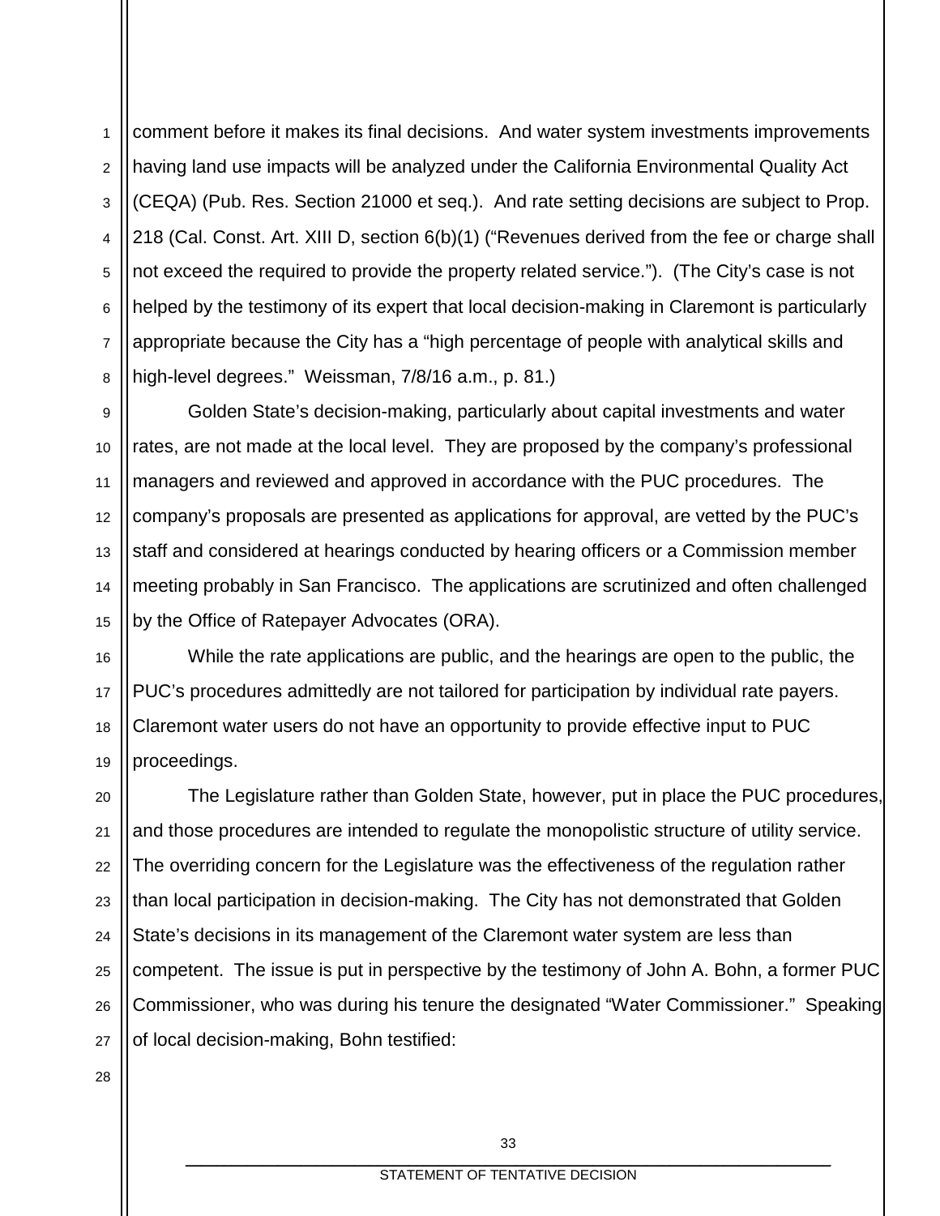comment before it makes its final decisions. And water system investments improvements having land use impacts will be analyzed under the California Environmental Quality Act (CEQA) (Pub. Res. Section 21000 et seq.). And rate setting decisions are subject to Prop. 218 (Cal. Const. Art. XIII D, section 6(b)(1) ("Revenues derived from the fee or charge shall not exceed the required to provide the property related service."). (The City's case is not helped by the testimony of its expert that local decision-making in Claremont is particularly appropriate because the City has a "high percentage of people with analytical skills and high-level degrees." Weissman, 7/8/16 a.m., p. 81.)

Golden State's decision-making, particularly about capital investments and water rates, are not made at the local level. They are proposed by the company's professional managers and reviewed and approved in accordance with the PUC procedures. The company's proposals are presented as applications for approval, are vetted by the PUC's staff and considered at hearings conducted by hearing officers or a Commission member meeting probably in San Francisco. The applications are scrutinized and often challenged by the Office of Ratepayer Advocates (ORA).

While the rate applications are public, and the hearings are open to the public, the PUC's procedures admittedly are not tailored for participation by individual rate payers. Claremont water users do not have an opportunity to provide effective input to PUC proceedings.

The Legislature rather than Golden State, however, put in place the PUC procedures, and those procedures are intended to regulate the monopolistic structure of utility service. The overriding concern for the Legislature was the effectiveness of the regulation rather than local participation in decision-making. The City has not demonstrated that Golden State's decisions in its management of the Claremont water system are less than competent. The issue is put in perspective by the testimony of John A. Bohn, a former PUC Commissioner, who was during his tenure the designated "Water Commissioner." Speaking of local decision-making, Bohn testified: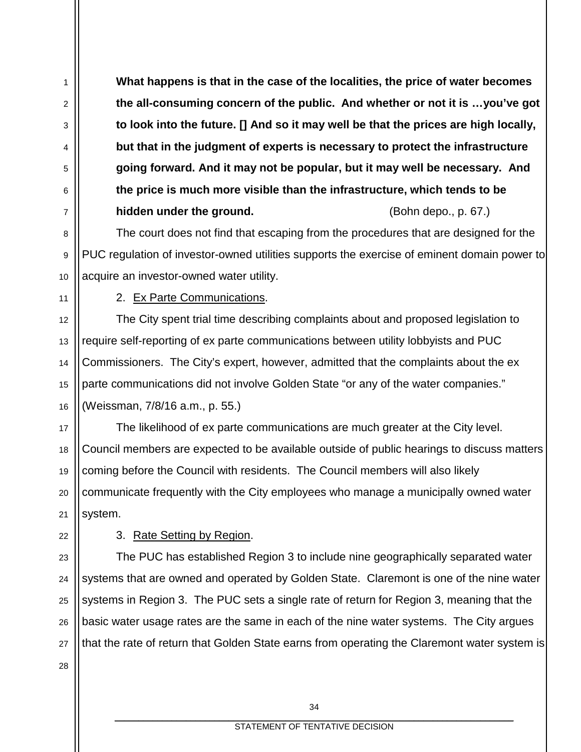**What happens is that in the case of the localities, the price of water becomes the all-consuming concern of the public. And whether or not it is …you've got to look into the future. [] And so it may well be that the prices are high locally, but that in the judgment of experts is necessary to protect the infrastructure going forward. And it may not be popular, but it may well be necessary. And the price is much more visible than the infrastructure, which tends to be hidden under the ground.** (Bohn depo., p. 67.)

The court does not find that escaping from the procedures that are designed for the PUC regulation of investor-owned utilities supports the exercise of eminent domain power to acquire an investor-owned water utility.

2. Ex Parte Communications.

The City spent trial time describing complaints about and proposed legislation to require self-reporting of ex parte communications between utility lobbyists and PUC Commissioners. The City's expert, however, admitted that the complaints about the ex parte communications did not involve Golden State "or any of the water companies." (Weissman, 7/8/16 a.m., p. 55.)

The likelihood of ex parte communications are much greater at the City level. Council members are expected to be available outside of public hearings to discuss matters coming before the Council with residents. The Council members will also likely communicate frequently with the City employees who manage a municipally owned water system.

3. Rate Setting by Region.

The PUC has established Region 3 to include nine geographically separated water systems that are owned and operated by Golden State. Claremont is one of the nine water systems in Region 3. The PUC sets a single rate of return for Region 3, meaning that the basic water usage rates are the same in each of the nine water systems. The City argues that the rate of return that Golden State earns from operating the Claremont water system is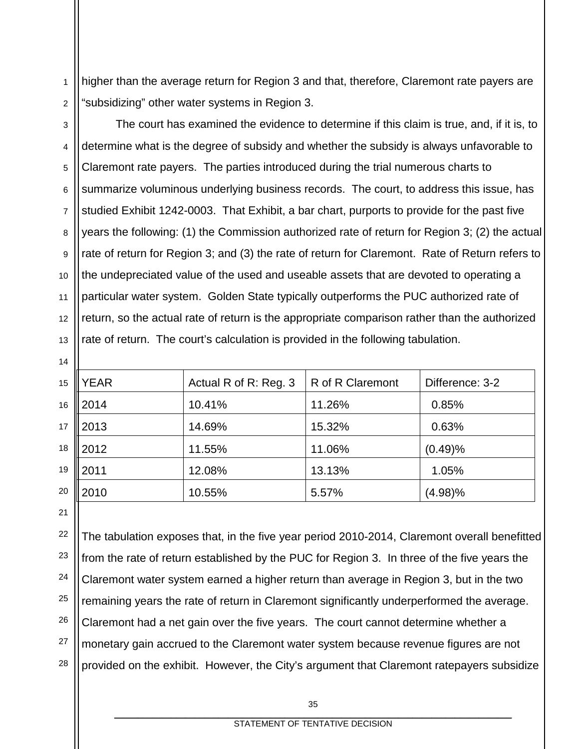higher than the average return for Region 3 and that, therefore, Claremont rate payers are "subsidizing" other water systems in Region 3.

The court has examined the evidence to determine if this claim is true, and, if it is, to determine what is the degree of subsidy and whether the subsidy is always unfavorable to Claremont rate payers. The parties introduced during the trial numerous charts to summarize voluminous underlying business records. The court, to address this issue, has studied Exhibit 1242-0003. That Exhibit, a bar chart, purports to provide for the past five years the following: (1) the Commission authorized rate of return for Region 3; (2) the actual rate of return for Region 3; and (3) the rate of return for Claremont. Rate of Return refers to the undepreciated value of the used and useable assets that are devoted to operating a particular water system. Golden State typically outperforms the PUC authorized rate of return, so the actual rate of return is the appropriate comparison rather than the authorized rate of return. The court's calculation is provided in the following tabulation.

| YEAR | Actual R of R: Reg. 3 | R of R Claremont | Difference: 3-2 |
|---|---|---|---|
| 2014 | 10.41% | 11.26% | 0.85% |
| 2013 | 14.69% | 15.32% | 0.63% |
| 2012 | 11.55% | 11.06% | (0.49)% |
| 2011 | 12.08% | 13.13% | 1.05% |
| 2010 | 10.55% | 5.57% | (4.98)% |

The tabulation exposes that, in the five year period 2010-2014, Claremont overall benefitted from the rate of return established by the PUC for Region 3. In three of the five years the Claremont water system earned a higher return than average in Region 3, but in the two remaining years the rate of return in Claremont significantly underperformed the average. Claremont had a net gain over the five years. The court cannot determine whether a monetary gain accrued to the Claremont water system because revenue figures are not provided on the exhibit. However, the City's argument that Claremont ratepayers subsidize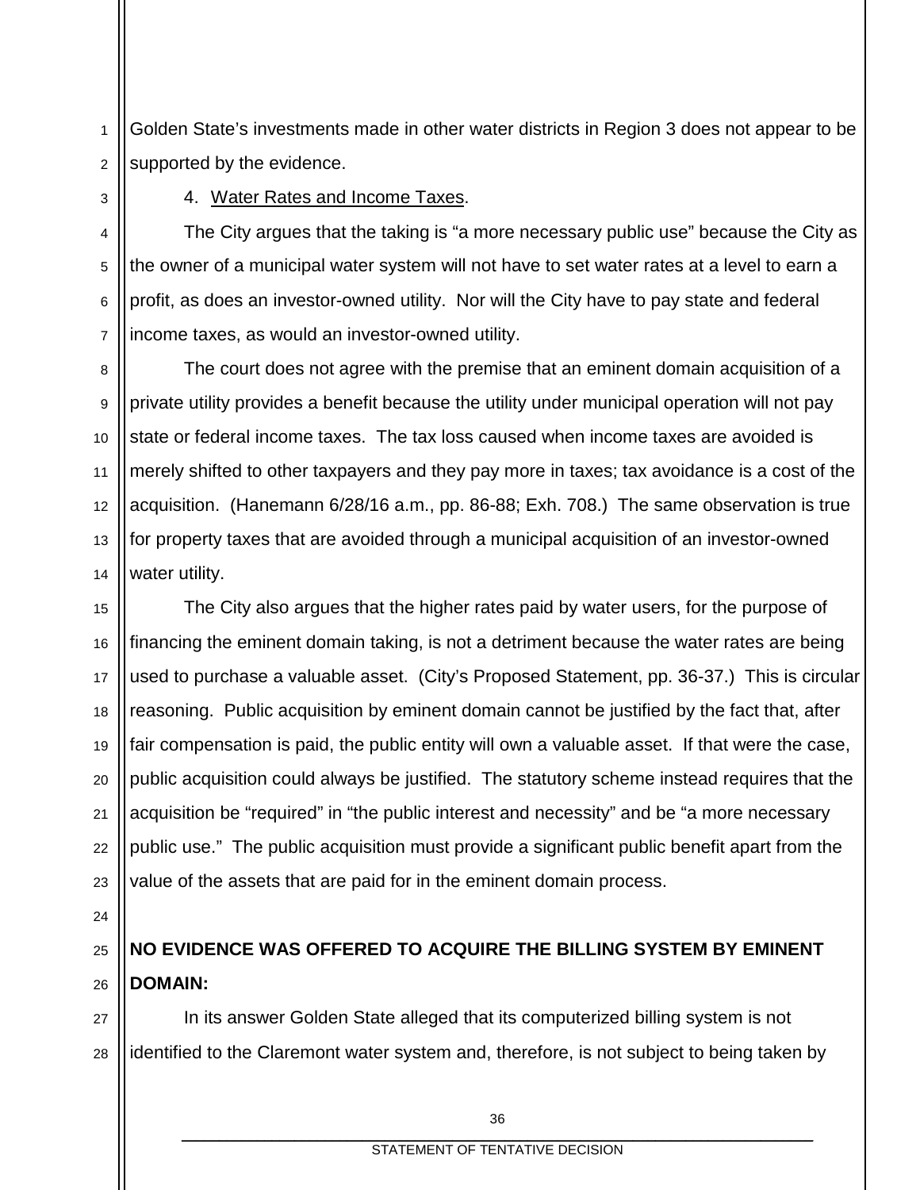Golden State's investments made in other water districts in Region 3 does not appear to be supported by the evidence.

4. Water Rates and Income Taxes.

The City argues that the taking is "a more necessary public use" because the City as the owner of a municipal water system will not have to set water rates at a level to earn a profit, as does an investor-owned utility. Nor will the City have to pay state and federal income taxes, as would an investor-owned utility.

The court does not agree with the premise that an eminent domain acquisition of a private utility provides a benefit because the utility under municipal operation will not pay state or federal income taxes. The tax loss caused when income taxes are avoided is merely shifted to other taxpayers and they pay more in taxes; tax avoidance is a cost of the acquisition. (Hanemann 6/28/16 a.m., pp. 86-88; Exh. 708.) The same observation is true for property taxes that are avoided through a municipal acquisition of an investor-owned water utility.

The City also argues that the higher rates paid by water users, for the purpose of financing the eminent domain taking, is not a detriment because the water rates are being used to purchase a valuable asset. (City's Proposed Statement, pp. 36-37.) This is circular reasoning. Public acquisition by eminent domain cannot be justified by the fact that, after fair compensation is paid, the public entity will own a valuable asset. If that were the case, public acquisition could always be justified. The statutory scheme instead requires that the acquisition be "required" in "the public interest and necessity" and be "a more necessary public use." The public acquisition must provide a significant public benefit apart from the value of the assets that are paid for in the eminent domain process.

**NO EVIDENCE WAS OFFERED TO ACQUIRE THE BILLING SYSTEM BY EMINENT DOMAIN:**

In its answer Golden State alleged that its computerized billing system is not identified to the Claremont water system and, therefore, is not subject to being taken by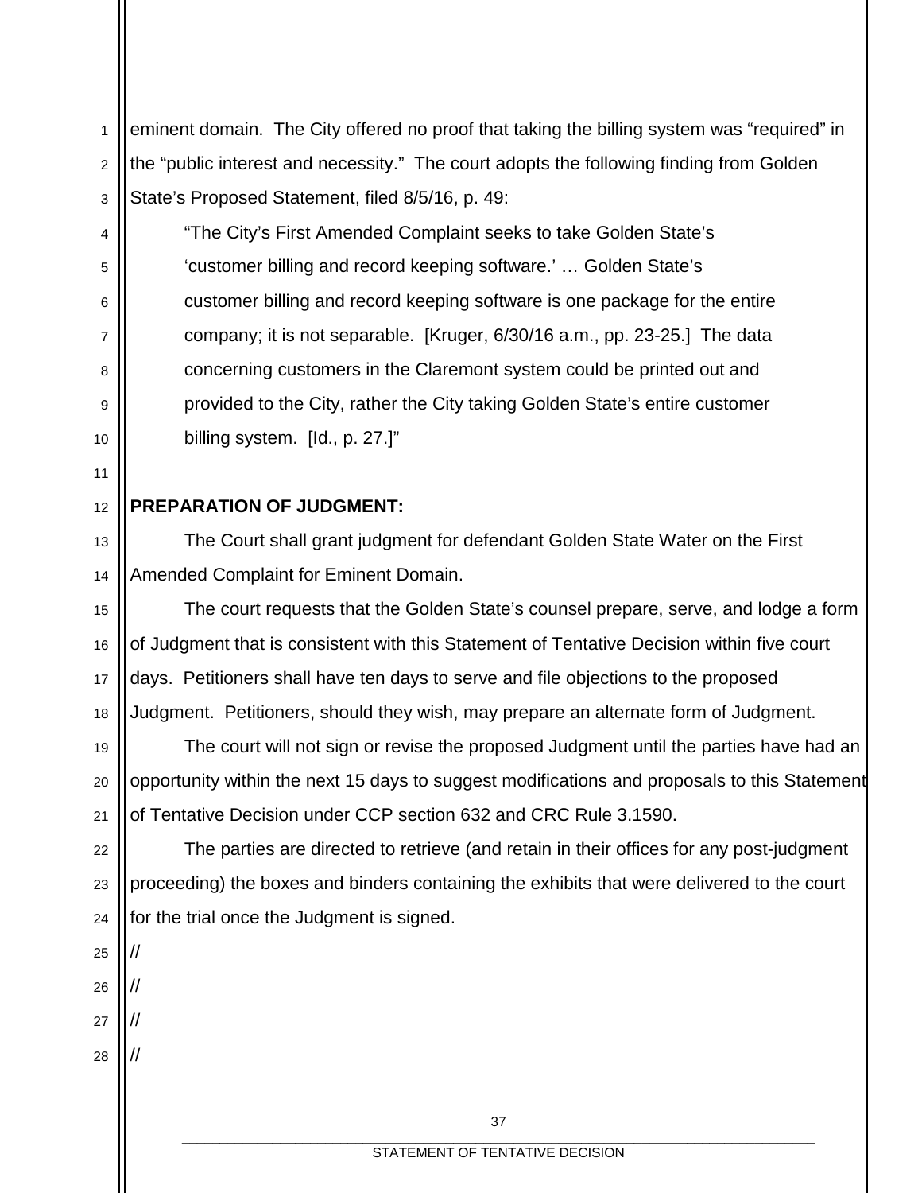eminent domain. The City offered no proof that taking the billing system was "required" in the "public interest and necessity." The court adopts the following finding from Golden State's Proposed Statement, filed 8/5/16, p. 49:

> "The City's First Amended Complaint seeks to take Golden State's 'customer billing and record keeping software.' … Golden State's customer billing and record keeping software is one package for the entire company; it is not separable. [Kruger, 6/30/16 a.m., pp. 23-25.] The data concerning customers in the Claremont system could be printed out and provided to the City, rather the City taking Golden State's entire customer billing system. [Id., p. 27.]"

**PREPARATION OF JUDGMENT:**

The Court shall grant judgment for defendant Golden State Water on the First Amended Complaint for Eminent Domain.

The court requests that the Golden State's counsel prepare, serve, and lodge a form of Judgment that is consistent with this Statement of Tentative Decision within five court days. Petitioners shall have ten days to serve and file objections to the proposed Judgment. Petitioners, should they wish, may prepare an alternate form of Judgment.

The court will not sign or revise the proposed Judgment until the parties have had an opportunity within the next 15 days to suggest modifications and proposals to this Statement of Tentative Decision under CCP section 632 and CRC Rule 3.1590.

The parties are directed to retrieve (and retain in their offices for any post-judgment proceeding) the boxes and binders containing the exhibits that were delivered to the court for the trial once the Judgment is signed.

//

//

//

//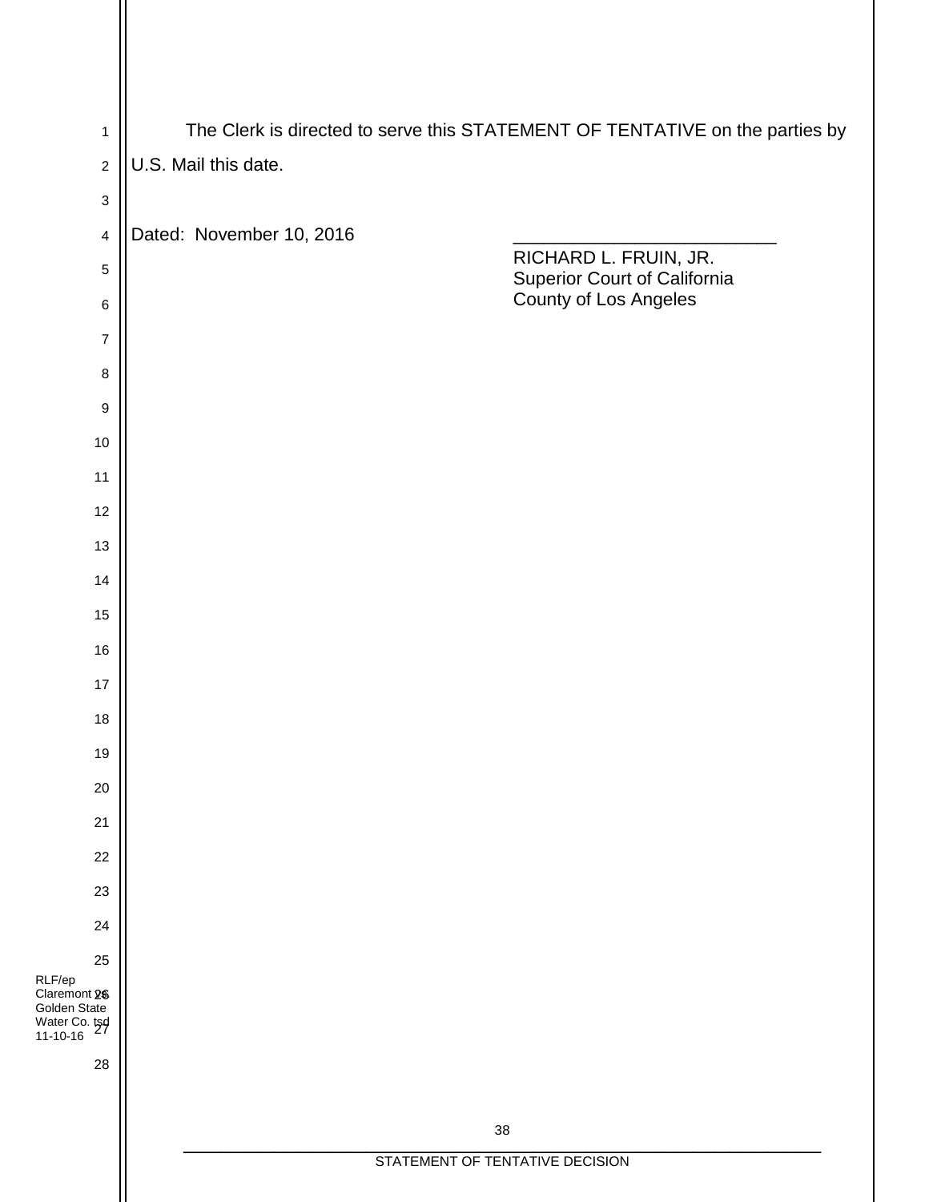The Clerk is directed to serve this STATEMENT OF TENTATIVE on the parties by U.S. Mail this date.

Dated: November 10, 2016

___________________________
RICHARD L. FRUIN, JR.
Superior Court of California
County of Los Angeles

RLF/ep
Claremont vs Golden State Water Co. tsd
11-10-16